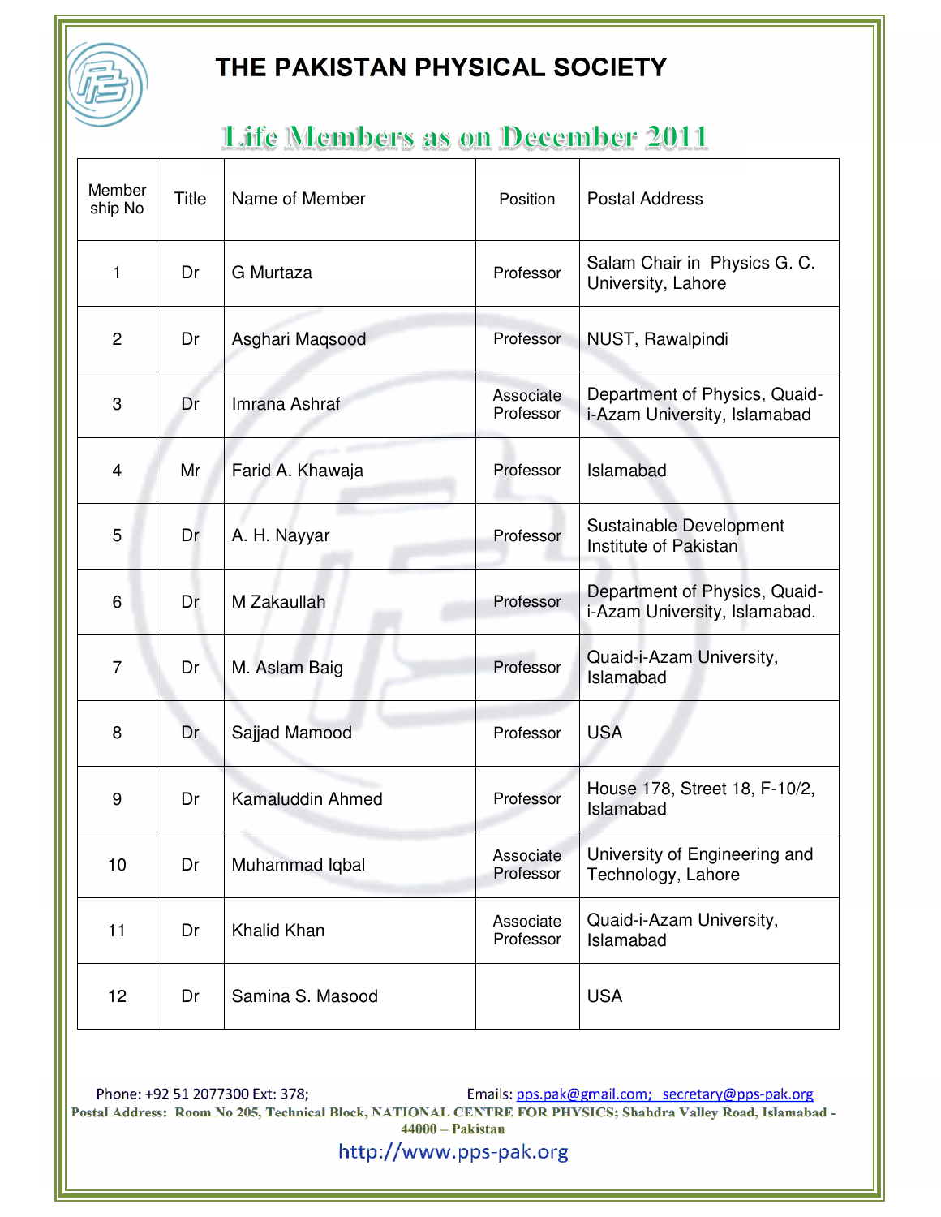# THE PAKISTAN PHYSICAL SOCIETY

## Life Members as on December 2011

| Member ship No | Title | Name of Member | Position | Postal Address |
|---|---|---|---|---|
| 1 | Dr | G Murtaza | Professor | Salam Chair in Physics G. C. University, Lahore |
| 2 | Dr | Asghari Maqsood | Professor | NUST, Rawalpindi |
| 3 | Dr | Imrana Ashraf | Associate Professor | Department of Physics, Quaid-i-Azam University, Islamabad |
| 4 | Mr | Farid A. Khawaja | Professor | Islamabad |
| 5 | Dr | A. H. Nayyar | Professor | Sustainable Development Institute of Pakistan |
| 6 | Dr | M Zakaullah | Professor | Department of Physics, Quaid-i-Azam University, Islamabad. |
| 7 | Dr | M. Aslam Baig | Professor | Quaid-i-Azam University, Islamabad |
| 8 | Dr | Sajjad Mamood | Professor | USA |
| 9 | Dr | Kamaluddin Ahmed | Professor | House 178, Street 18, F-10/2, Islamabad |
| 10 | Dr | Muhammad Iqbal | Associate Professor | University of Engineering and Technology, Lahore |
| 11 | Dr | Khalid Khan | Associate Professor | Quaid-i-Azam University, Islamabad |
| 12 | Dr | Samina S. Masood | | USA |

Phone: +92 51 2077300 Ext: 378; Emails: pps.pak@gmail.com; secretary@pps-pak.org

**Postal Address: Room No 205, Technical Block, NATIONAL CENTRE FOR PHYSICS; Shahdra Valley Road, Islamabad - 44000 – Pakistan**

http://www.pps-pak.org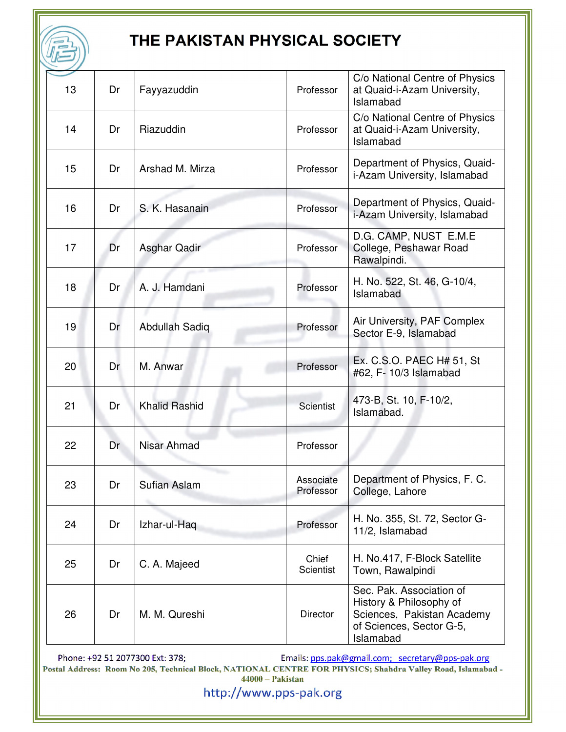# THE PAKISTAN PHYSICAL SOCIETY

| | | | | |
|---|---|---|---|---|
| 13 | Dr | Fayyazuddin | Professor | C/o National Centre of Physics at Quaid-i-Azam University, Islamabad |
| 14 | Dr | Riazuddin | Professor | C/o National Centre of Physics at Quaid-i-Azam University, Islamabad |
| 15 | Dr | Arshad M. Mirza | Professor | Department of Physics, Quaid-i-Azam University, Islamabad |
| 16 | Dr | S. K. Hasanain | Professor | Department of Physics, Quaid-i-Azam University, Islamabad |
| 17 | Dr | Asghar Qadir | Professor | D.G. CAMP, NUST E.M.E College, Peshawar Road Rawalpindi. |
| 18 | Dr | A. J. Hamdani | Professor | H. No. 522, St. 46, G-10/4, Islamabad |
| 19 | Dr | Abdullah Sadiq | Professor | Air University, PAF Complex Sector E-9, Islamabad |
| 20 | Dr | M. Anwar | Professor | Ex. C.S.O. PAEC H# 51, St #62, F- 10/3 Islamabad |
| 21 | Dr | Khalid Rashid | Scientist | 473-B, St. 10, F-10/2, Islamabad. |
| 22 | Dr | Nisar Ahmad | Professor | |
| 23 | Dr | Sufian Aslam | Associate Professor | Department of Physics, F. C. College, Lahore |
| 24 | Dr | Izhar-ul-Haq | Professor | H. No. 355, St. 72, Sector G-11/2, Islamabad |
| 25 | Dr | C. A. Majeed | Chief Scientist | H. No.417, F-Block Satellite Town, Rawalpindi |
| 26 | Dr | M. M. Qureshi | Director | Sec. Pak. Association of History & Philosophy of Sciences, Pakistan Academy of Sciences, Sector G-5, Islamabad |

Phone: +92 51 2077300 Ext: 378; Emails: pps.pak@gmail.com; secretary@pps-pak.org

**Postal Address: Room No 205, Technical Block, NATIONAL CENTRE FOR PHYSICS; Shahdra Valley Road, Islamabad - 44000 – Pakistan**

http://www.pps-pak.org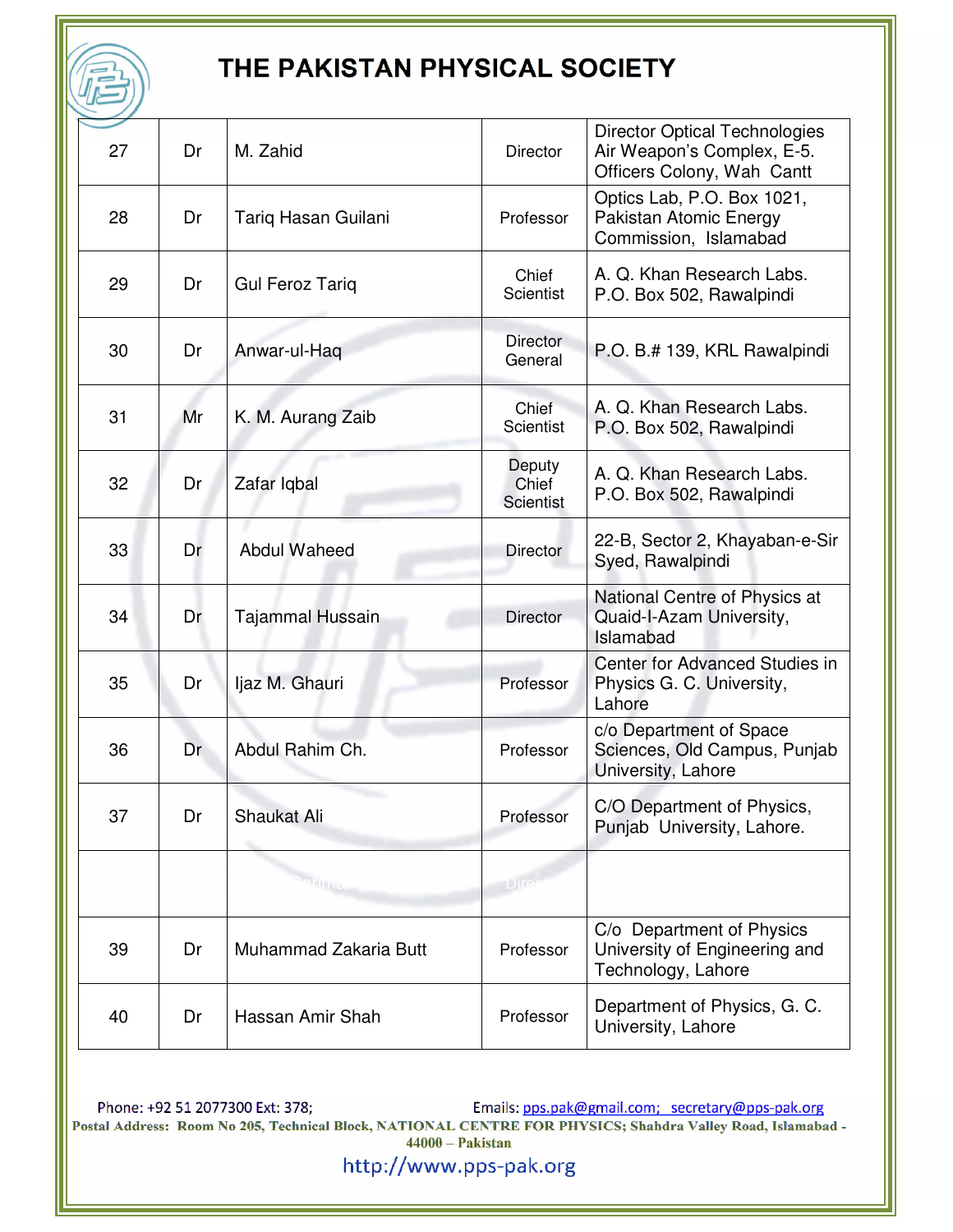# THE PAKISTAN PHYSICAL SOCIETY

| | | | | |
|---|---|---|---|---|
| 27 | Dr | M. Zahid | Director | Director Optical Technologies Air Weapon's Complex, E-5. Officers Colony, Wah Cantt |
| 28 | Dr | Tariq Hasan Guilani | Professor | Optics Lab, P.O. Box 1021, Pakistan Atomic Energy Commission, Islamabad |
| 29 | Dr | Gul Feroz Tariq | Chief Scientist | A. Q. Khan Research Labs. P.O. Box 502, Rawalpindi |
| 30 | Dr | Anwar-ul-Haq | Director General | P.O. B.# 139, KRL Rawalpindi |
| 31 | Mr | K. M. Aurang Zaib | Chief Scientist | A. Q. Khan Research Labs. P.O. Box 502, Rawalpindi |
| 32 | Dr | Zafar Iqbal | Deputy Chief Scientist | A. Q. Khan Research Labs. P.O. Box 502, Rawalpindi |
| 33 | Dr | Abdul Waheed | Director | 22-B, Sector 2, Khayaban-e-Sir Syed, Rawalpindi |
| 34 | Dr | Tajammal Hussain | Director | National Centre of Physics at Quaid-I-Azam University, Islamabad |
| 35 | Dr | Ijaz M. Ghauri | Professor | Center for Advanced Studies in Physics G. C. University, Lahore |
| 36 | Dr | Abdul Rahim Ch. | Professor | c/o Department of Space Sciences, Old Campus, Punjab University, Lahore |
| 37 | Dr | Shaukat Ali | Professor | C/O Department of Physics, Punjab University, Lahore. |
| | | | | |
| 39 | Dr | Muhammad Zakaria Butt | Professor | C/o Department of Physics University of Engineering and Technology, Lahore |
| 40 | Dr | Hassan Amir Shah | Professor | Department of Physics, G. C. University, Lahore |

Phone: +92 51 2077300 Ext: 378; Emails: pps.pak@gmail.com; secretary@pps-pak.org

**Postal Address: Room No 205, Technical Block, NATIONAL CENTRE FOR PHYSICS; Shahdra Valley Road, Islamabad - 44000 – Pakistan**

http://www.pps-pak.org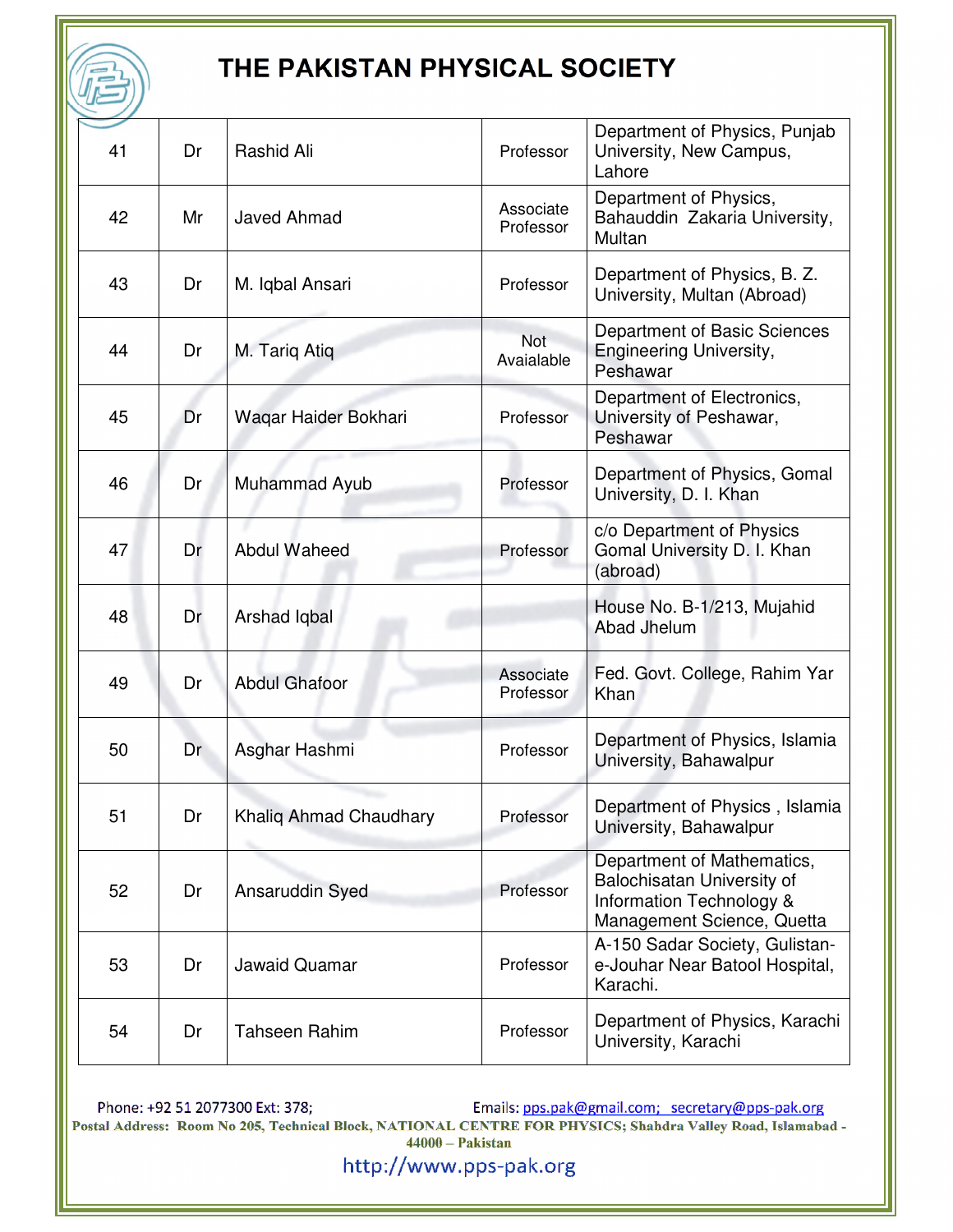# THE PAKISTAN PHYSICAL SOCIETY

| | | | | |
|---|---|---|---|---|
| 41 | Dr | Rashid Ali | Professor | Department of Physics, Punjab University, New Campus, Lahore |
| 42 | Mr | Javed Ahmad | Associate Professor | Department of Physics, Bahauddin Zakaria University, Multan |
| 43 | Dr | M. Iqbal Ansari | Professor | Department of Physics, B. Z. University, Multan (Abroad) |
| 44 | Dr | M. Tariq Atiq | Not Avaialable | Department of Basic Sciences Engineering University, Peshawar |
| 45 | Dr | Waqar Haider Bokhari | Professor | Department of Electronics, University of Peshawar, Peshawar |
| 46 | Dr | Muhammad Ayub | Professor | Department of Physics, Gomal University, D. I. Khan |
| 47 | Dr | Abdul Waheed | Professor | c/o Department of Physics Gomal University D. I. Khan (abroad) |
| 48 | Dr | Arshad Iqbal | | House No. B-1/213, Mujahid Abad Jhelum |
| 49 | Dr | Abdul Ghafoor | Associate Professor | Fed. Govt. College, Rahim Yar Khan |
| 50 | Dr | Asghar Hashmi | Professor | Department of Physics, Islamia University, Bahawalpur |
| 51 | Dr | Khaliq Ahmad Chaudhary | Professor | Department of Physics , Islamia University, Bahawalpur |
| 52 | Dr | Ansaruddin Syed | Professor | Department of Mathematics, Balochisatan University of Information Technology & Management Science, Quetta |
| 53 | Dr | Jawaid Quamar | Professor | A-150 Sadar Society, Gulistan-e-Jouhar Near Batool Hospital, Karachi. |
| 54 | Dr | Tahseen Rahim | Professor | Department of Physics, Karachi University, Karachi |

Phone: +92 51 2077300 Ext: 378; Emails: pps.pak@gmail.com; secretary@pps-pak.org

**Postal Address: Room No 205, Technical Block, NATIONAL CENTRE FOR PHYSICS; Shahdra Valley Road, Islamabad - 44000 – Pakistan**

http://www.pps-pak.org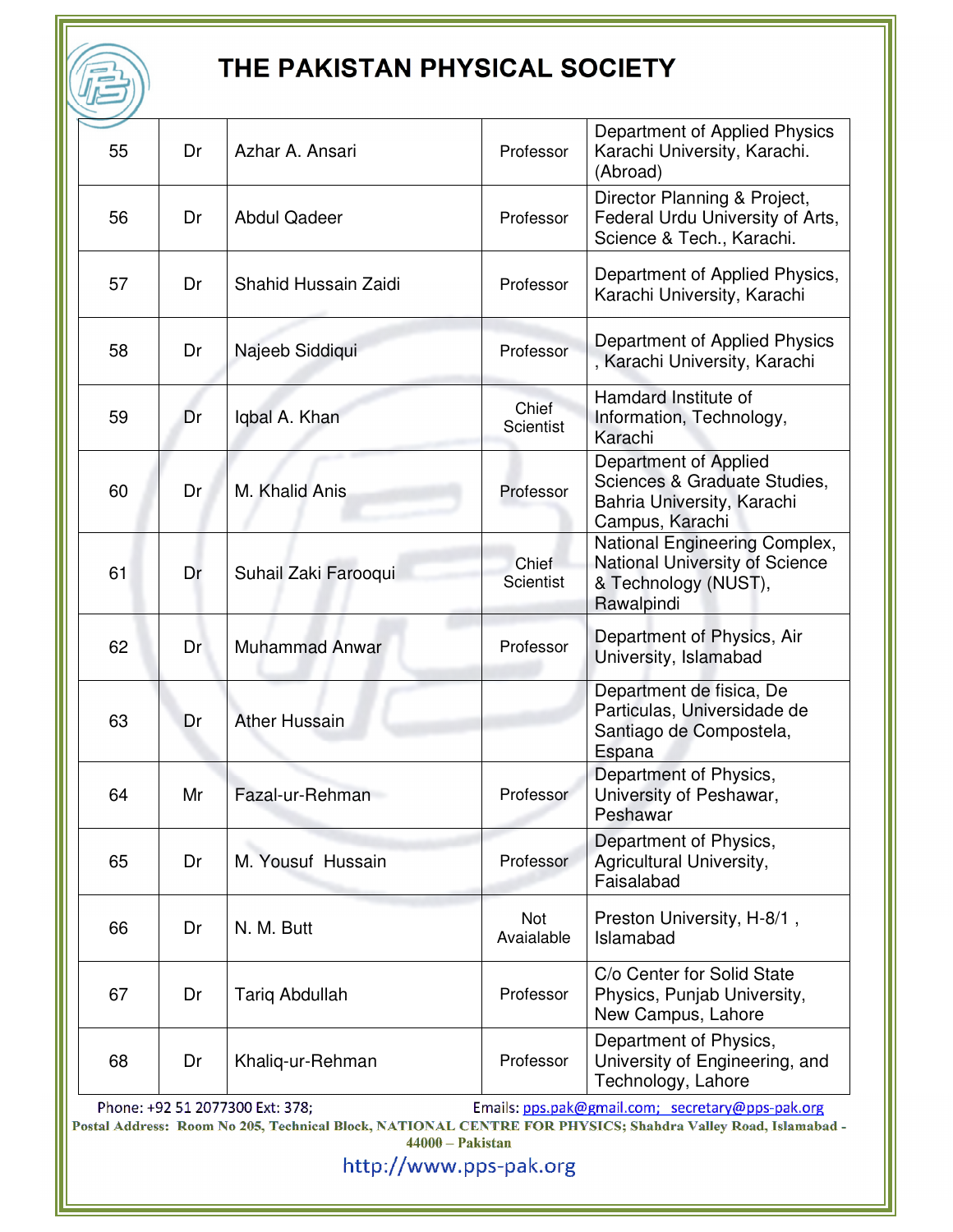# THE PAKISTAN PHYSICAL SOCIETY

| | | | | |
|---|---|---|---|---|
| 55 | Dr | Azhar A. Ansari | Professor | Department of Applied Physics Karachi University, Karachi. (Abroad) |
| 56 | Dr | Abdul Qadeer | Professor | Director Planning & Project, Federal Urdu University of Arts, Science & Tech., Karachi. |
| 57 | Dr | Shahid Hussain Zaidi | Professor | Department of Applied Physics, Karachi University, Karachi |
| 58 | Dr | Najeeb Siddiqui | Professor | Department of Applied Physics , Karachi University, Karachi |
| 59 | Dr | Iqbal A. Khan | Chief Scientist | Hamdard Institute of Information, Technology, Karachi |
| 60 | Dr | M. Khalid Anis | Professor | Department of Applied Sciences & Graduate Studies, Bahria University, Karachi Campus, Karachi |
| 61 | Dr | Suhail Zaki Farooqui | Chief Scientist | National Engineering Complex, National University of Science & Technology (NUST), Rawalpindi |
| 62 | Dr | Muhammad Anwar | Professor | Department of Physics, Air University, Islamabad |
| 63 | Dr | Ather Hussain | | Department de fisica, De Particulas, Universidade de Santiago de Compostela, Espana |
| 64 | Mr | Fazal-ur-Rehman | Professor | Department of Physics, University of Peshawar, Peshawar |
| 65 | Dr | M. Yousuf Hussain | Professor | Department of Physics, Agricultural University, Faisalabad |
| 66 | Dr | N. M. Butt | Not Avaialable | Preston University, H-8/1 , Islamabad |
| 67 | Dr | Tariq Abdullah | Professor | C/o Center for Solid State Physics, Punjab University, New Campus, Lahore |
| 68 | Dr | Khaliq-ur-Rehman | Professor | Department of Physics, University of Engineering, and Technology, Lahore |

Phone: +92 51 2077300 Ext: 378; Emails: pps.pak@gmail.com; secretary@pps-pak.org

**Postal Address: Room No 205, Technical Block, NATIONAL CENTRE FOR PHYSICS; Shahdra Valley Road, Islamabad - 44000 – Pakistan**

http://www.pps-pak.org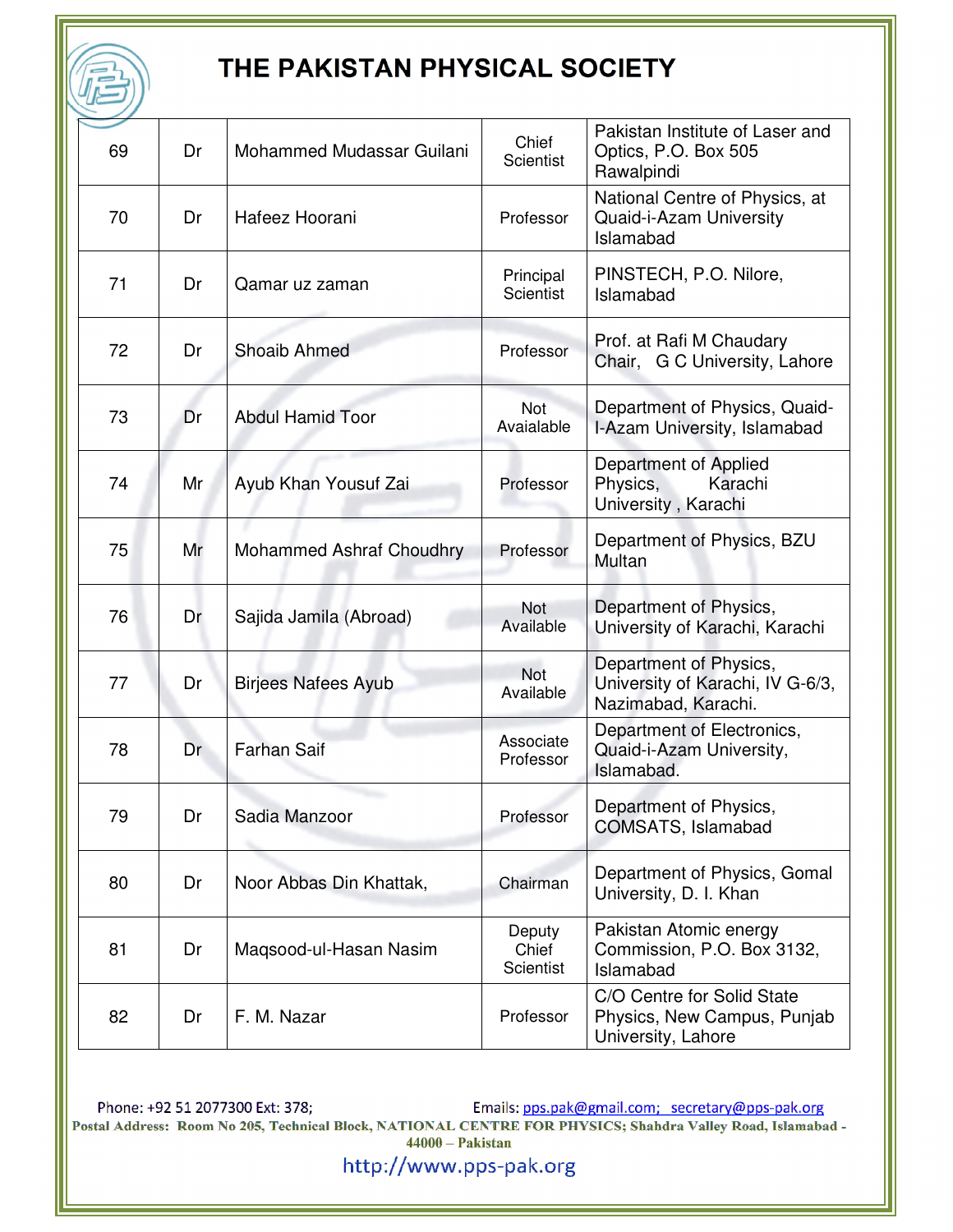# THE PAKISTAN PHYSICAL SOCIETY

| | | | | |
|---|---|---|---|---|
| 69 | Dr | Mohammed Mudassar Guilani | Chief Scientist | Pakistan Institute of Laser and Optics, P.O. Box 505 Rawalpindi |
| 70 | Dr | Hafeez Hoorani | Professor | National Centre of Physics, at Quaid-i-Azam University Islamabad |
| 71 | Dr | Qamar uz zaman | Principal Scientist | PINSTECH, P.O. Nilore, Islamabad |
| 72 | Dr | Shoaib Ahmed | Professor | Prof. at Rafi M Chaudary Chair, G C University, Lahore |
| 73 | Dr | Abdul Hamid Toor | Not Avaialable | Department of Physics, Quaid-I-Azam University, Islamabad |
| 74 | Mr | Ayub Khan Yousuf Zai | Professor | Department of Applied Physics, Karachi University , Karachi |
| 75 | Mr | Mohammed Ashraf Choudhry | Professor | Department of Physics, BZU Multan |
| 76 | Dr | Sajida Jamila (Abroad) | Not Available | Department of Physics, University of Karachi, Karachi |
| 77 | Dr | Birjees Nafees Ayub | Not Available | Department of Physics, University of Karachi, IV G-6/3, Nazimabad, Karachi. |
| 78 | Dr | Farhan Saif | Associate Professor | Department of Electronics, Quaid-i-Azam University, Islamabad. |
| 79 | Dr | Sadia Manzoor | Professor | Department of Physics, COMSATS, Islamabad |
| 80 | Dr | Noor Abbas Din Khattak, | Chairman | Department of Physics, Gomal University, D. I. Khan |
| 81 | Dr | Maqsood-ul-Hasan Nasim | Deputy Chief Scientist | Pakistan Atomic energy Commission, P.O. Box 3132, Islamabad |
| 82 | Dr | F. M. Nazar | Professor | C/O Centre for Solid State Physics, New Campus, Punjab University, Lahore |

Phone: +92 51 2077300 Ext: 378; Emails: pps.pak@gmail.com; secretary@pps-pak.org

Postal Address: Room No 205, Technical Block, NATIONAL CENTRE FOR PHYSICS; Shahdra Valley Road, Islamabad - 44000 – Pakistan

http://www.pps-pak.org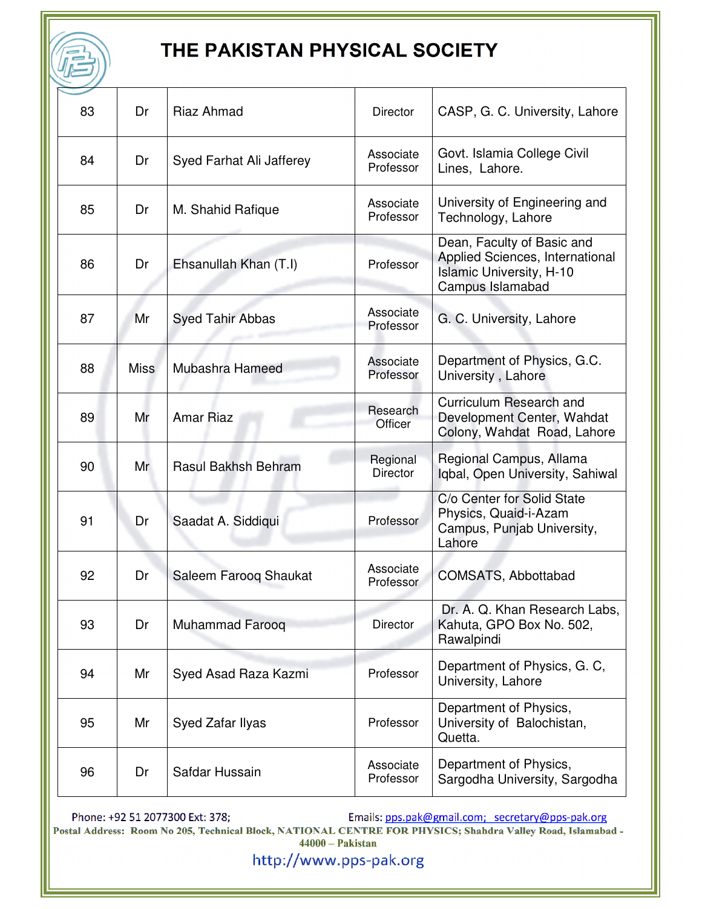# THE PAKISTAN PHYSICAL SOCIETY

| | | | | |
|---|---|---|---|---|
| 83 | Dr | Riaz Ahmad | Director | CASP, G. C. University, Lahore |
| 84 | Dr | Syed Farhat Ali Jafferey | Associate Professor | Govt. Islamia College Civil Lines, Lahore. |
| 85 | Dr | M. Shahid Rafique | Associate Professor | University of Engineering and Technology, Lahore |
| 86 | Dr | Ehsanullah Khan (T.I) | Professor | Dean, Faculty of Basic and Applied Sciences, International Islamic University, H-10 Campus Islamabad |
| 87 | Mr | Syed Tahir Abbas | Associate Professor | G. C. University, Lahore |
| 88 | Miss | Mubashra Hameed | Associate Professor | Department of Physics, G.C. University , Lahore |
| 89 | Mr | Amar Riaz | Research Officer | Curriculum Research and Development Center, Wahdat Colony, Wahdat Road, Lahore |
| 90 | Mr | Rasul Bakhsh Behram | Regional Director | Regional Campus, Allama Iqbal, Open University, Sahiwal |
| 91 | Dr | Saadat A. Siddiqui | Professor | C/o Center for Solid State Physics, Quaid-i-Azam Campus, Punjab University, Lahore |
| 92 | Dr | Saleem Farooq Shaukat | Associate Professor | COMSATS, Abbottabad |
| 93 | Dr | Muhammad Farooq | Director | Dr. A. Q. Khan Research Labs, Kahuta, GPO Box No. 502, Rawalpindi |
| 94 | Mr | Syed Asad Raza Kazmi | Professor | Department of Physics, G. C, University, Lahore |
| 95 | Mr | Syed Zafar Ilyas | Professor | Department of Physics, University of Balochistan, Quetta. |
| 96 | Dr | Safdar Hussain | Associate Professor | Department of Physics, Sargodha University, Sargodha |

Phone: +92 51 2077300 Ext: 378; Emails: pps.pak@gmail.com; secretary@pps-pak.org

**Postal Address: Room No 205, Technical Block, NATIONAL CENTRE FOR PHYSICS; Shahdra Valley Road, Islamabad - 44000 – Pakistan**

http://www.pps-pak.org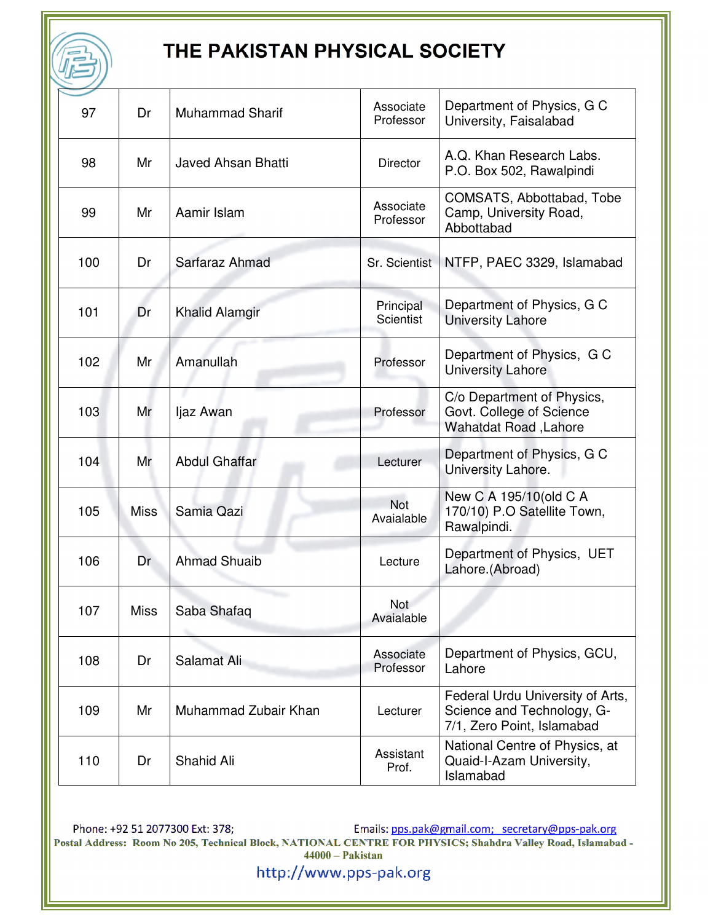# THE PAKISTAN PHYSICAL SOCIETY

| | | | | |
|---|---|---|---|---|
| 97 | Dr | Muhammad Sharif | Associate Professor | Department of Physics, G C University, Faisalabad |
| 98 | Mr | Javed Ahsan Bhatti | Director | A.Q. Khan Research Labs. P.O. Box 502, Rawalpindi |
| 99 | Mr | Aamir Islam | Associate Professor | COMSATS, Abbottabad, Tobe Camp, University Road, Abbottabad |
| 100 | Dr | Sarfaraz Ahmad | Sr. Scientist | NTFP, PAEC 3329, Islamabad |
| 101 | Dr | Khalid Alamgir | Principal Scientist | Department of Physics, G C University Lahore |
| 102 | Mr | Amanullah | Professor | Department of Physics, G C University Lahore |
| 103 | Mr | Ijaz Awan | Professor | C/o Department of Physics, Govt. College of Science Wahatdat Road ,Lahore |
| 104 | Mr | Abdul Ghaffar | Lecturer | Department of Physics, G C University Lahore. |
| 105 | Miss | Samia Qazi | Not Avaialable | New C A 195/10(old C A 170/10) P.O Satellite Town, Rawalpindi. |
| 106 | Dr | Ahmad Shuaib | Lecture | Department of Physics, UET Lahore.(Abroad) |
| 107 | Miss | Saba Shafaq | Not Avaialable | |
| 108 | Dr | Salamat Ali | Associate Professor | Department of Physics, GCU, Lahore |
| 109 | Mr | Muhammad Zubair Khan | Lecturer | Federal Urdu University of Arts, Science and Technology, G-7/1, Zero Point, Islamabad |
| 110 | Dr | Shahid Ali | Assistant Prof. | National Centre of Physics, at Quaid-I-Azam University, Islamabad |

Phone: +92 51 2077300 Ext: 378; Emails: pps.pak@gmail.com; secretary@pps-pak.org

**Postal Address: Room No 205, Technical Block, NATIONAL CENTRE FOR PHYSICS; Shahdra Valley Road, Islamabad - 44000 – Pakistan**

http://www.pps-pak.org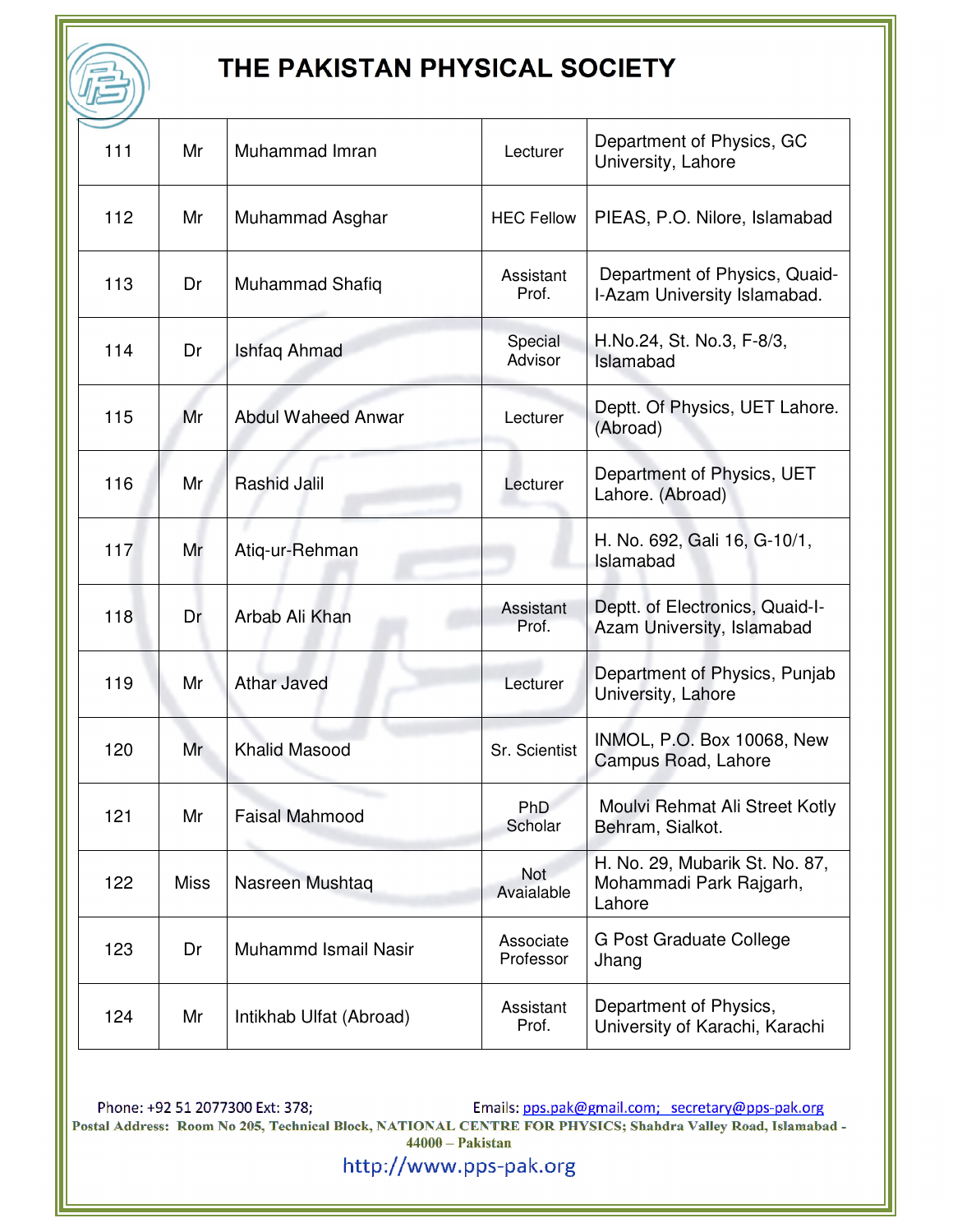# THE PAKISTAN PHYSICAL SOCIETY

| | | | | |
|---|---|---|---|---|
| 111 | Mr | Muhammad Imran | Lecturer | Department of Physics, GC University, Lahore |
| 112 | Mr | Muhammad Asghar | HEC Fellow | PIEAS, P.O. Nilore, Islamabad |
| 113 | Dr | Muhammad Shafiq | Assistant Prof. | Department of Physics, Quaid-I-Azam University Islamabad. |
| 114 | Dr | Ishfaq Ahmad | Special Advisor | H.No.24, St. No.3, F-8/3, Islamabad |
| 115 | Mr | Abdul Waheed Anwar | Lecturer | Deptt. Of Physics, UET Lahore. (Abroad) |
| 116 | Mr | Rashid Jalil | Lecturer | Department of Physics, UET Lahore. (Abroad) |
| 117 | Mr | Atiq-ur-Rehman | | H. No. 692, Gali 16, G-10/1, Islamabad |
| 118 | Dr | Arbab Ali Khan | Assistant Prof. | Deptt. of Electronics, Quaid-I-Azam University, Islamabad |
| 119 | Mr | Athar Javed | Lecturer | Department of Physics, Punjab University, Lahore |
| 120 | Mr | Khalid Masood | Sr. Scientist | INMOL, P.O. Box 10068, New Campus Road, Lahore |
| 121 | Mr | Faisal Mahmood | PhD Scholar | Moulvi Rehmat Ali Street Kotly Behram, Sialkot. |
| 122 | Miss | Nasreen Mushtaq | Not Avaialable | H. No. 29, Mubarik St. No. 87, Mohammadi Park Rajgarh, Lahore |
| 123 | Dr | Muhammd Ismail Nasir | Associate Professor | G Post Graduate College Jhang |
| 124 | Mr | Intikhab Ulfat (Abroad) | Assistant Prof. | Department of Physics, University of Karachi, Karachi |

Phone: +92 51 2077300 Ext: 378; Emails: pps.pak@gmail.com; secretary@pps-pak.org

**Postal Address: Room No 205, Technical Block, NATIONAL CENTRE FOR PHYSICS; Shahdra Valley Road, Islamabad - 44000 – Pakistan**

http://www.pps-pak.org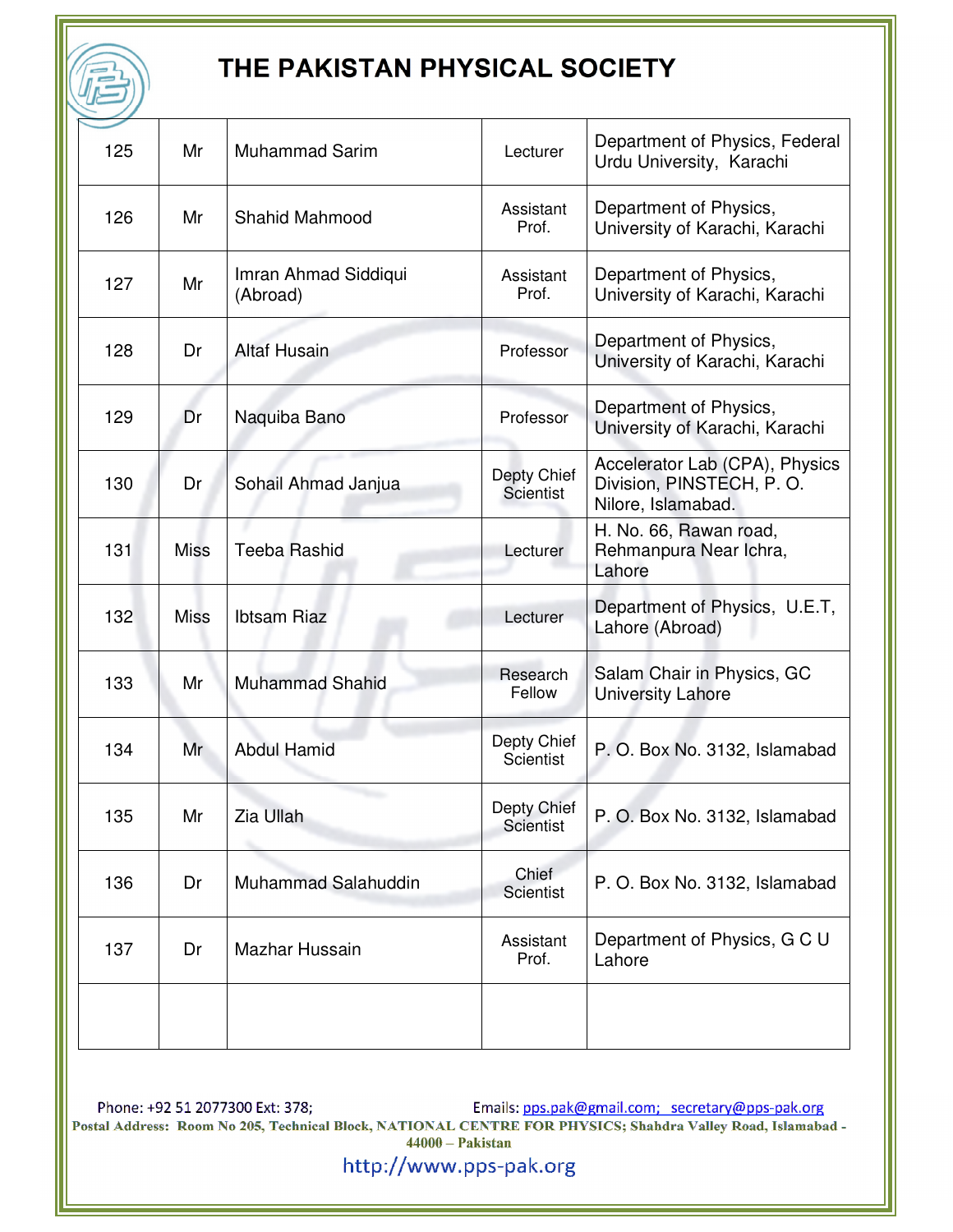# THE PAKISTAN PHYSICAL SOCIETY

| | | | | |
|---|---|---|---|---|
| 125 | Mr | Muhammad Sarim | Lecturer | Department of Physics, Federal Urdu University, Karachi |
| 126 | Mr | Shahid Mahmood | Assistant Prof. | Department of Physics, University of Karachi, Karachi |
| 127 | Mr | Imran Ahmad Siddiqui (Abroad) | Assistant Prof. | Department of Physics, University of Karachi, Karachi |
| 128 | Dr | Altaf Husain | Professor | Department of Physics, University of Karachi, Karachi |
| 129 | Dr | Naquiba Bano | Professor | Department of Physics, University of Karachi, Karachi |
| 130 | Dr | Sohail Ahmad Janjua | Depty Chief Scientist | Accelerator Lab (CPA), Physics Division, PINSTECH, P. O. Nilore, Islamabad. |
| 131 | Miss | Teeba Rashid | Lecturer | H. No. 66, Rawan road, Rehmanpura Near Ichra, Lahore |
| 132 | Miss | Ibtsam Riaz | Lecturer | Department of Physics, U.E.T, Lahore (Abroad) |
| 133 | Mr | Muhammad Shahid | Research Fellow | Salam Chair in Physics, GC University Lahore |
| 134 | Mr | Abdul Hamid | Depty Chief Scientist | P. O. Box No. 3132, Islamabad |
| 135 | Mr | Zia Ullah | Depty Chief Scientist | P. O. Box No. 3132, Islamabad |
| 136 | Dr | Muhammad Salahuddin | Chief Scientist | P. O. Box No. 3132, Islamabad |
| 137 | Dr | Mazhar Hussain | Assistant Prof. | Department of Physics, G C U Lahore |
| | | | | |

Phone: +92 51 2077300 Ext: 378; Emails: pps.pak@gmail.com; secretary@pps-pak.org

**Postal Address: Room No 205, Technical Block, NATIONAL CENTRE FOR PHYSICS; Shahdra Valley Road, Islamabad - 44000 – Pakistan**

http://www.pps-pak.org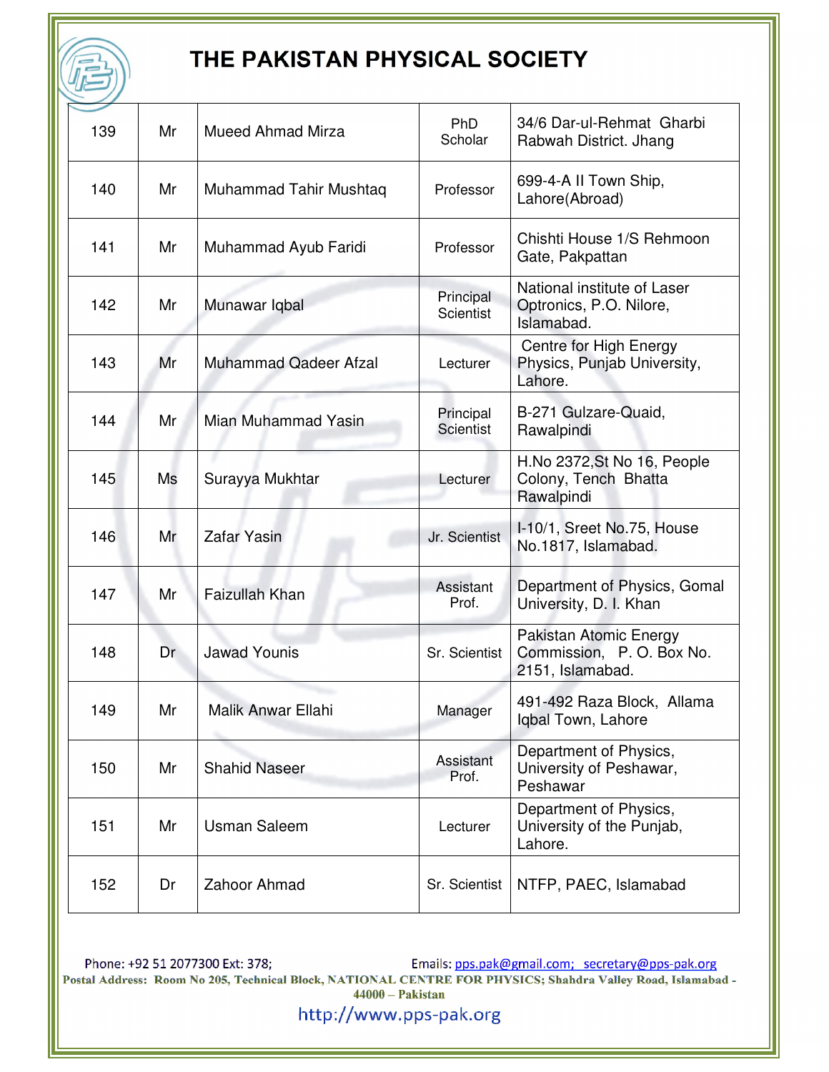# THE PAKISTAN PHYSICAL SOCIETY

| | | | | |
|---|---|---|---|---|
| 139 | Mr | Mueed Ahmad Mirza | PhD Scholar | 34/6 Dar-ul-Rehmat Gharbi Rabwah District. Jhang |
| 140 | Mr | Muhammad Tahir Mushtaq | Professor | 699-4-A II Town Ship, Lahore(Abroad) |
| 141 | Mr | Muhammad Ayub Faridi | Professor | Chishti House 1/S Rehmoon Gate, Pakpattan |
| 142 | Mr | Munawar Iqbal | Principal Scientist | National institute of Laser Optronics, P.O. Nilore, Islamabad. |
| 143 | Mr | Muhammad Qadeer Afzal | Lecturer | Centre for High Energy Physics, Punjab University, Lahore. |
| 144 | Mr | Mian Muhammad Yasin | Principal Scientist | B-271 Gulzare-Quaid, Rawalpindi |
| 145 | Ms | Surayya Mukhtar | Lecturer | H.No 2372,St No 16, People Colony, Tench Bhatta Rawalpindi |
| 146 | Mr | Zafar Yasin | Jr. Scientist | I-10/1, Sreet No.75, House No.1817, Islamabad. |
| 147 | Mr | Faizullah Khan | Assistant Prof. | Department of Physics, Gomal University, D. I. Khan |
| 148 | Dr | Jawad Younis | Sr. Scientist | Pakistan Atomic Energy Commission, P. O. Box No. 2151, Islamabad. |
| 149 | Mr | Malik Anwar Ellahi | Manager | 491-492 Raza Block, Allama Iqbal Town, Lahore |
| 150 | Mr | Shahid Naseer | Assistant Prof. | Department of Physics, University of Peshawar, Peshawar |
| 151 | Mr | Usman Saleem | Lecturer | Department of Physics, University of the Punjab, Lahore. |
| 152 | Dr | Zahoor Ahmad | Sr. Scientist | NTFP, PAEC, Islamabad |

Phone: +92 51 2077300 Ext: 378; Emails: pps.pak@gmail.com; secretary@pps-pak.org

**Postal Address: Room No 205, Technical Block, NATIONAL CENTRE FOR PHYSICS; Shahdra Valley Road, Islamabad - 44000 – Pakistan**

http://www.pps-pak.org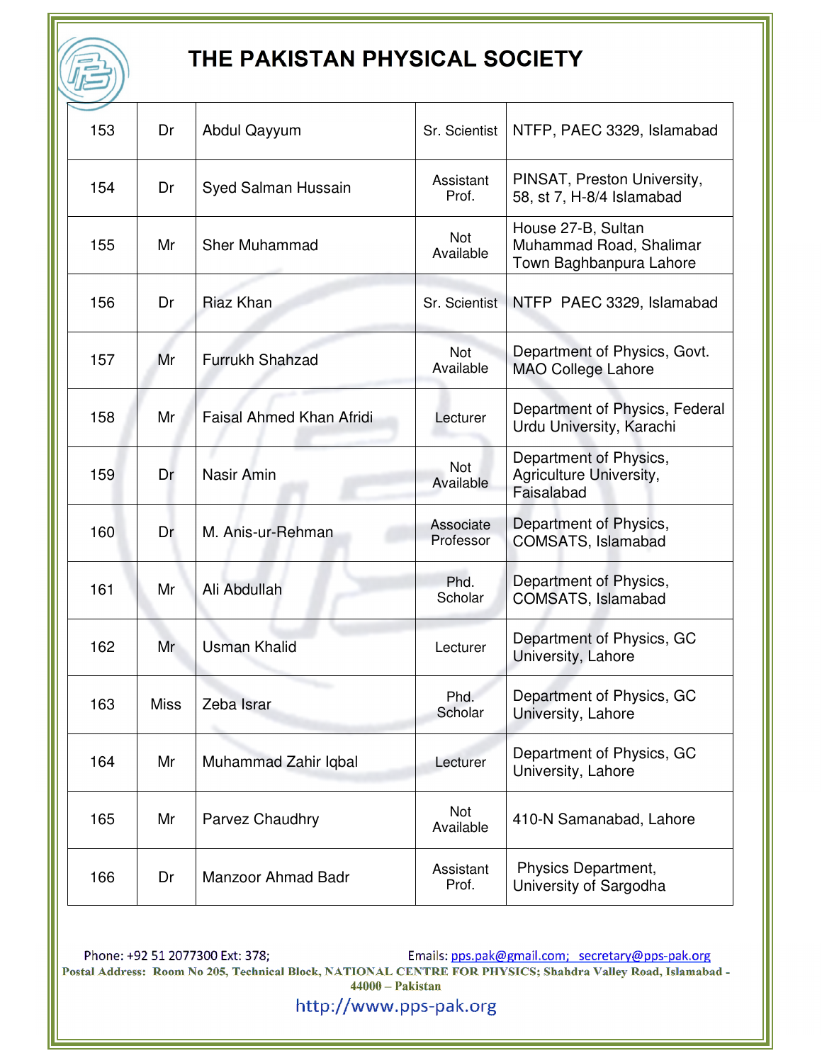# THE PAKISTAN PHYSICAL SOCIETY

| | | | | |
|---|---|---|---|---|
| 153 | Dr | Abdul Qayyum | Sr. Scientist | NTFP, PAEC 3329, Islamabad |
| 154 | Dr | Syed Salman Hussain | Assistant Prof. | PINSAT, Preston University, 58, st 7, H-8/4 Islamabad |
| 155 | Mr | Sher Muhammad | Not Available | House 27-B, Sultan Muhammad Road, Shalimar Town Baghbanpura Lahore |
| 156 | Dr | Riaz Khan | Sr. Scientist | NTFP PAEC 3329, Islamabad |
| 157 | Mr | Furrukh Shahzad | Not Available | Department of Physics, Govt. MAO College Lahore |
| 158 | Mr | Faisal Ahmed Khan Afridi | Lecturer | Department of Physics, Federal Urdu University, Karachi |
| 159 | Dr | Nasir Amin | Not Available | Department of Physics, Agriculture University, Faisalabad |
| 160 | Dr | M. Anis-ur-Rehman | Associate Professor | Department of Physics, COMSATS, Islamabad |
| 161 | Mr | Ali Abdullah | Phd. Scholar | Department of Physics, COMSATS, Islamabad |
| 162 | Mr | Usman Khalid | Lecturer | Department of Physics, GC University, Lahore |
| 163 | Miss | Zeba Israr | Phd. Scholar | Department of Physics, GC University, Lahore |
| 164 | Mr | Muhammad Zahir Iqbal | Lecturer | Department of Physics, GC University, Lahore |
| 165 | Mr | Parvez Chaudhry | Not Available | 410-N Samanabad, Lahore |
| 166 | Dr | Manzoor Ahmad Badr | Assistant Prof. | Physics Department, University of Sargodha |

Phone: +92 51 2077300 Ext: 378; Emails: pps.pak@gmail.com; secretary@pps-pak.org

**Postal Address: Room No 205, Technical Block, NATIONAL CENTRE FOR PHYSICS; Shahdra Valley Road, Islamabad - 44000 – Pakistan**

http://www.pps-pak.org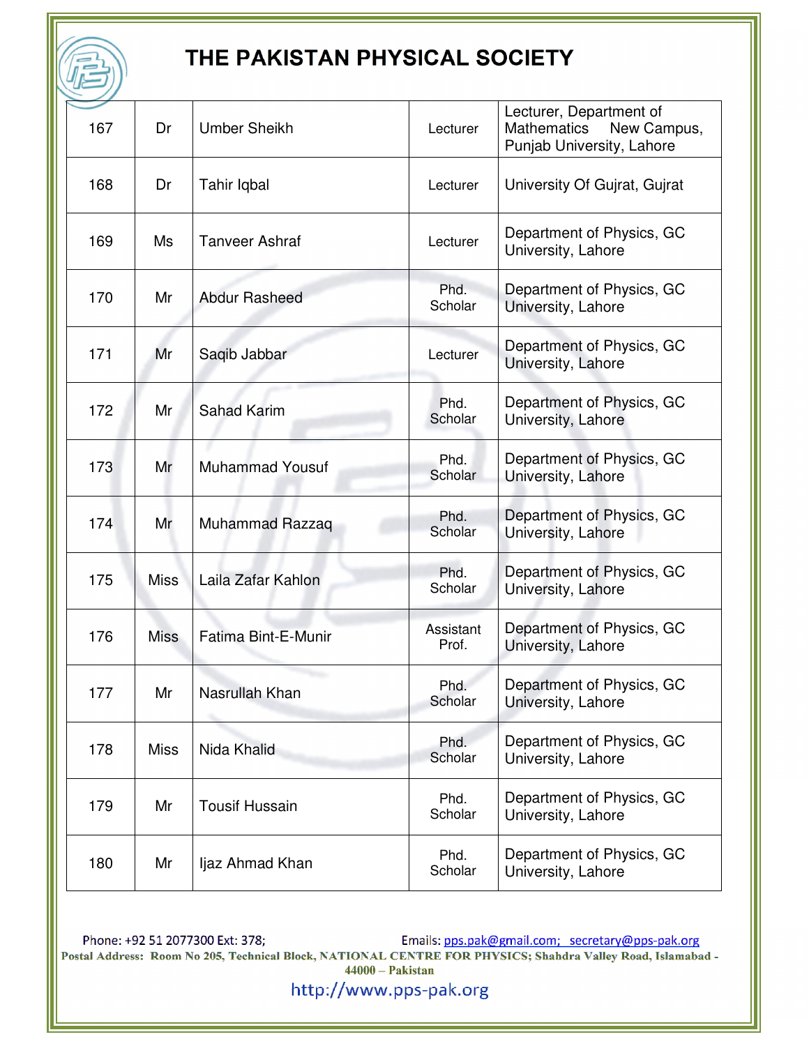# THE PAKISTAN PHYSICAL SOCIETY

| | | | | |
|---|---|---|---|---|
| 167 | Dr | Umber Sheikh | Lecturer | Lecturer, Department of Mathematics New Campus, Punjab University, Lahore |
| 168 | Dr | Tahir Iqbal | Lecturer | University Of Gujrat, Gujrat |
| 169 | Ms | Tanveer Ashraf | Lecturer | Department of Physics, GC University, Lahore |
| 170 | Mr | Abdur Rasheed | Phd. Scholar | Department of Physics, GC University, Lahore |
| 171 | Mr | Saqib Jabbar | Lecturer | Department of Physics, GC University, Lahore |
| 172 | Mr | Sahad Karim | Phd. Scholar | Department of Physics, GC University, Lahore |
| 173 | Mr | Muhammad Yousuf | Phd. Scholar | Department of Physics, GC University, Lahore |
| 174 | Mr | Muhammad Razzaq | Phd. Scholar | Department of Physics, GC University, Lahore |
| 175 | Miss | Laila Zafar Kahlon | Phd. Scholar | Department of Physics, GC University, Lahore |
| 176 | Miss | Fatima Bint-E-Munir | Assistant Prof. | Department of Physics, GC University, Lahore |
| 177 | Mr | Nasrullah Khan | Phd. Scholar | Department of Physics, GC University, Lahore |
| 178 | Miss | Nida Khalid | Phd. Scholar | Department of Physics, GC University, Lahore |
| 179 | Mr | Tousif Hussain | Phd. Scholar | Department of Physics, GC University, Lahore |
| 180 | Mr | Ijaz Ahmad Khan | Phd. Scholar | Department of Physics, GC University, Lahore |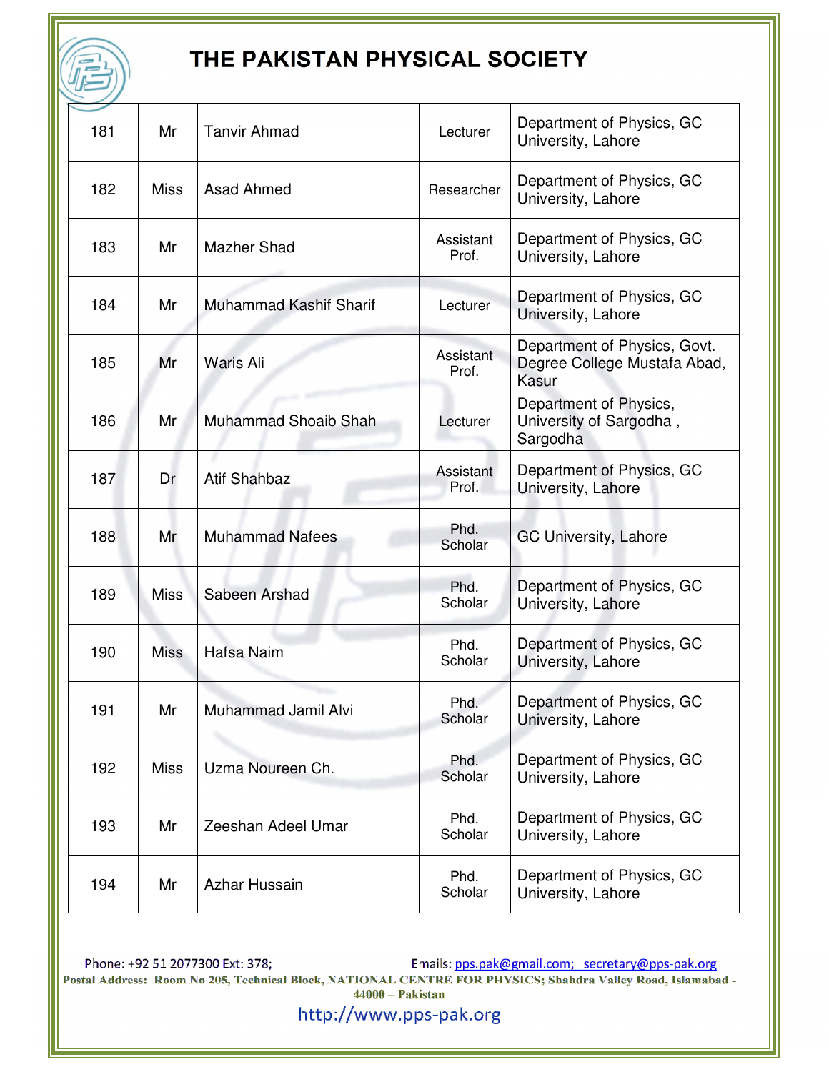# THE PAKISTAN PHYSICAL SOCIETY

| | | | | |
|---|---|---|---|---|
| 181 | Mr | Tanvir Ahmad | Lecturer | Department of Physics, GC University, Lahore |
| 182 | Miss | Asad Ahmed | Researcher | Department of Physics, GC University, Lahore |
| 183 | Mr | Mazher Shad | Assistant Prof. | Department of Physics, GC University, Lahore |
| 184 | Mr | Muhammad Kashif Sharif | Lecturer | Department of Physics, GC University, Lahore |
| 185 | Mr | Waris Ali | Assistant Prof. | Department of Physics, Govt. Degree College Mustafa Abad, Kasur |
| 186 | Mr | Muhammad Shoaib Shah | Lecturer | Department of Physics, University of Sargodha , Sargodha |
| 187 | Dr | Atif Shahbaz | Assistant Prof. | Department of Physics, GC University, Lahore |
| 188 | Mr | Muhammad Nafees | Phd. Scholar | GC University, Lahore |
| 189 | Miss | Sabeen Arshad | Phd. Scholar | Department of Physics, GC University, Lahore |
| 190 | Miss | Hafsa Naim | Phd. Scholar | Department of Physics, GC University, Lahore |
| 191 | Mr | Muhammad Jamil Alvi | Phd. Scholar | Department of Physics, GC University, Lahore |
| 192 | Miss | Uzma Noureen Ch. | Phd. Scholar | Department of Physics, GC University, Lahore |
| 193 | Mr | Zeeshan Adeel Umar | Phd. Scholar | Department of Physics, GC University, Lahore |
| 194 | Mr | Azhar Hussain | Phd. Scholar | Department of Physics, GC University, Lahore |

Phone: +92 51 2077300 Ext: 378; Emails: pps.pak@gmail.com; secretary@pps-pak.org

**Postal Address: Room No 205, Technical Block, NATIONAL CENTRE FOR PHYSICS; Shahdra Valley Road, Islamabad - 44000 – Pakistan**

http://www.pps-pak.org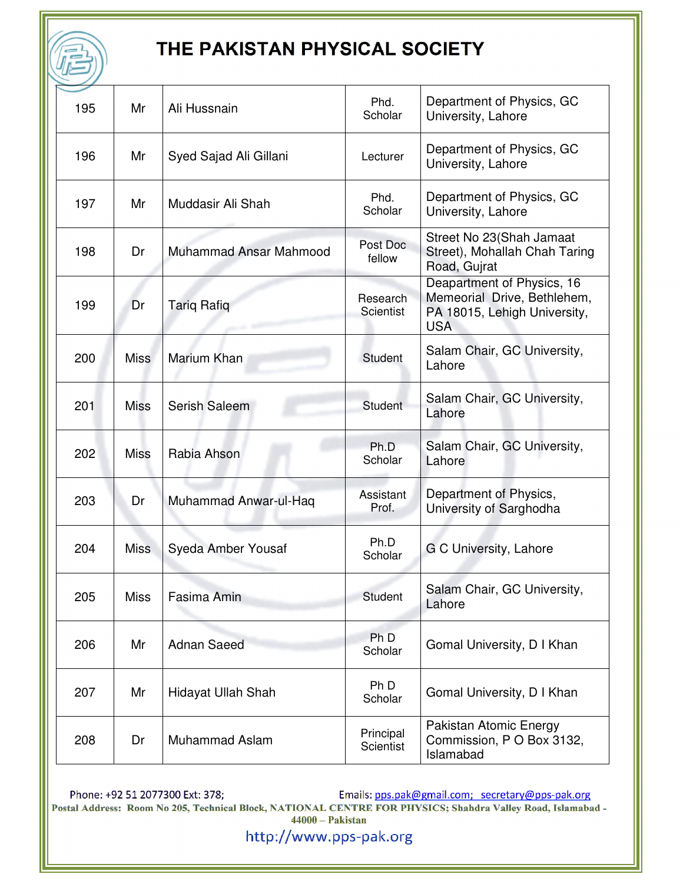# THE PAKISTAN PHYSICAL SOCIETY

| | | | | |
|---|---|---|---|---|
| 195 | Mr | Ali Hussnain | Phd. Scholar | Department of Physics, GC University, Lahore |
| 196 | Mr | Syed Sajad Ali Gillani | Lecturer | Department of Physics, GC University, Lahore |
| 197 | Mr | Muddasir Ali Shah | Phd. Scholar | Department of Physics, GC University, Lahore |
| 198 | Dr | Muhammad Ansar Mahmood | Post Doc fellow | Street No 23(Shah Jamaat Street), Mohallah Chah Taring Road, Gujrat |
| 199 | Dr | Tariq Rafiq | Research Scientist | Deapartment of Physics, 16 Memeorial Drive, Bethlehem, PA 18015, Lehigh University, USA |
| 200 | Miss | Marium Khan | Student | Salam Chair, GC University, Lahore |
| 201 | Miss | Serish Saleem | Student | Salam Chair, GC University, Lahore |
| 202 | Miss | Rabia Ahson | Ph.D Scholar | Salam Chair, GC University, Lahore |
| 203 | Dr | Muhammad Anwar-ul-Haq | Assistant Prof. | Department of Physics, University of Sarghodha |
| 204 | Miss | Syeda Amber Yousaf | Ph.D Scholar | G C University, Lahore |
| 205 | Miss | Fasima Amin | Student | Salam Chair, GC University, Lahore |
| 206 | Mr | Adnan Saeed | Ph D Scholar | Gomal University, D I Khan |
| 207 | Mr | Hidayat Ullah Shah | Ph D Scholar | Gomal University, D I Khan |
| 208 | Dr | Muhammad Aslam | Principal Scientist | Pakistan Atomic Energy Commission, P O Box 3132, Islamabad |

Phone: +92 51 2077300 Ext: 378; Emails: pps.pak@gmail.com; secretary@pps-pak.org

**Postal Address: Room No 205, Technical Block, NATIONAL CENTRE FOR PHYSICS; Shahdra Valley Road, Islamabad - 44000 – Pakistan**

http://www.pps-pak.org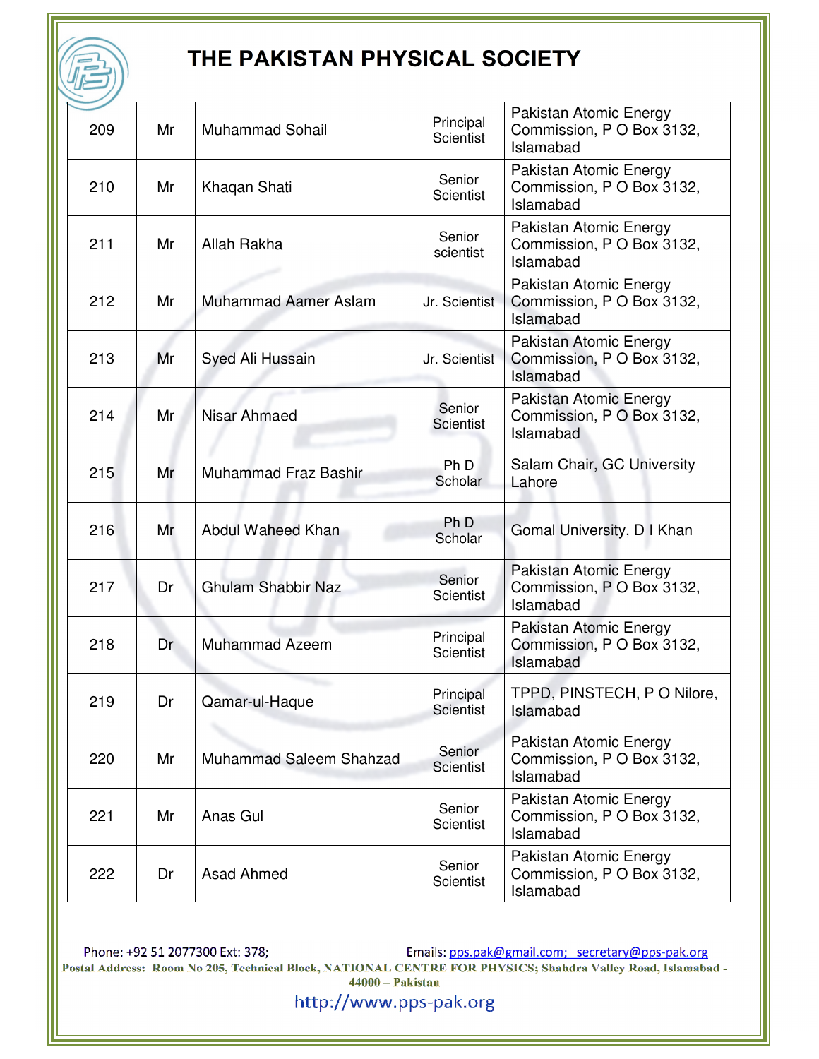# THE PAKISTAN PHYSICAL SOCIETY

| | | | | |
|---|---|---|---|---|
| 209 | Mr | Muhammad Sohail | Principal Scientist | Pakistan Atomic Energy Commission, P O Box 3132, Islamabad |
| 210 | Mr | Khaqan Shati | Senior Scientist | Pakistan Atomic Energy Commission, P O Box 3132, Islamabad |
| 211 | Mr | Allah Rakha | Senior scientist | Pakistan Atomic Energy Commission, P O Box 3132, Islamabad |
| 212 | Mr | Muhammad Aamer Aslam | Jr. Scientist | Pakistan Atomic Energy Commission, P O Box 3132, Islamabad |
| 213 | Mr | Syed Ali Hussain | Jr. Scientist | Pakistan Atomic Energy Commission, P O Box 3132, Islamabad |
| 214 | Mr | Nisar Ahmaed | Senior Scientist | Pakistan Atomic Energy Commission, P O Box 3132, Islamabad |
| 215 | Mr | Muhammad Fraz Bashir | Ph D Scholar | Salam Chair, GC University Lahore |
| 216 | Mr | Abdul Waheed Khan | Ph D Scholar | Gomal University, D I Khan |
| 217 | Dr | Ghulam Shabbir Naz | Senior Scientist | Pakistan Atomic Energy Commission, P O Box 3132, Islamabad |
| 218 | Dr | Muhammad Azeem | Principal Scientist | Pakistan Atomic Energy Commission, P O Box 3132, Islamabad |
| 219 | Dr | Qamar-ul-Haque | Principal Scientist | TPPD, PINSTECH, P O Nilore, Islamabad |
| 220 | Mr | Muhammad Saleem Shahzad | Senior Scientist | Pakistan Atomic Energy Commission, P O Box 3132, Islamabad |
| 221 | Mr | Anas Gul | Senior Scientist | Pakistan Atomic Energy Commission, P O Box 3132, Islamabad |
| 222 | Dr | Asad Ahmed | Senior Scientist | Pakistan Atomic Energy Commission, P O Box 3132, Islamabad |

Phone: +92 51 2077300 Ext: 378; Emails: pps.pak@gmail.com; secretary@pps-pak.org

**Postal Address: Room No 205, Technical Block, NATIONAL CENTRE FOR PHYSICS; Shahdra Valley Road, Islamabad - 44000 – Pakistan**

http://www.pps-pak.org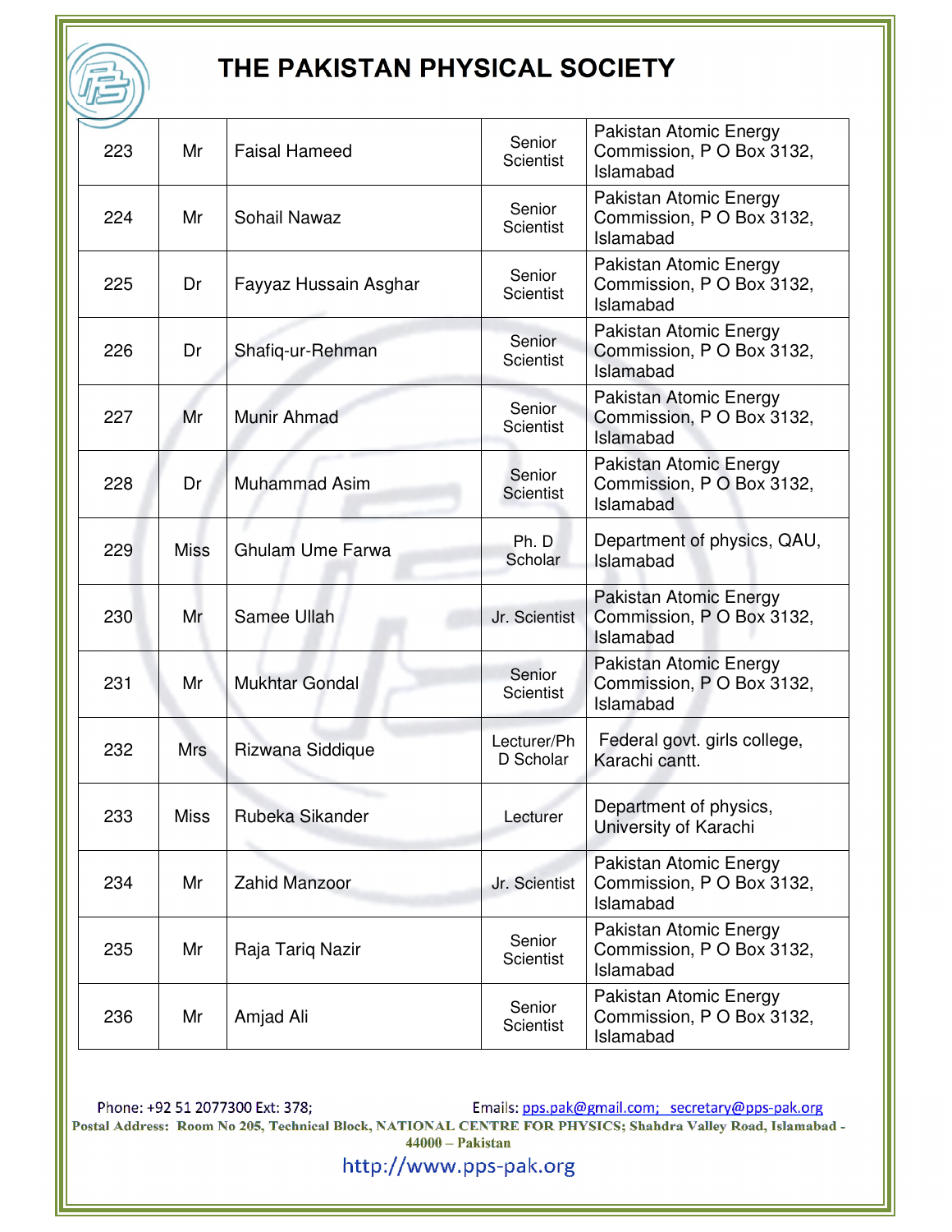# THE PAKISTAN PHYSICAL SOCIETY

| | | | | |
|---|---|---|---|---|
| 223 | Mr | Faisal Hameed | Senior Scientist | Pakistan Atomic Energy Commission, P O Box 3132, Islamabad |
| 224 | Mr | Sohail Nawaz | Senior Scientist | Pakistan Atomic Energy Commission, P O Box 3132, Islamabad |
| 225 | Dr | Fayyaz Hussain Asghar | Senior Scientist | Pakistan Atomic Energy Commission, P O Box 3132, Islamabad |
| 226 | Dr | Shafiq-ur-Rehman | Senior Scientist | Pakistan Atomic Energy Commission, P O Box 3132, Islamabad |
| 227 | Mr | Munir Ahmad | Senior Scientist | Pakistan Atomic Energy Commission, P O Box 3132, Islamabad |
| 228 | Dr | Muhammad Asim | Senior Scientist | Pakistan Atomic Energy Commission, P O Box 3132, Islamabad |
| 229 | Miss | Ghulam Ume Farwa | Ph. D Scholar | Department of physics, QAU, Islamabad |
| 230 | Mr | Samee Ullah | Jr. Scientist | Pakistan Atomic Energy Commission, P O Box 3132, Islamabad |
| 231 | Mr | Mukhtar Gondal | Senior Scientist | Pakistan Atomic Energy Commission, P O Box 3132, Islamabad |
| 232 | Mrs | Rizwana Siddique | Lecturer/PhD Scholar | Federal govt. girls college, Karachi cantt. |
| 233 | Miss | Rubeka Sikander | Lecturer | Department of physics, University of Karachi |
| 234 | Mr | Zahid Manzoor | Jr. Scientist | Pakistan Atomic Energy Commission, P O Box 3132, Islamabad |
| 235 | Mr | Raja Tariq Nazir | Senior Scientist | Pakistan Atomic Energy Commission, P O Box 3132, Islamabad |
| 236 | Mr | Amjad Ali | Senior Scientist | Pakistan Atomic Energy Commission, P O Box 3132, Islamabad |

Phone: +92 51 2077300 Ext: 378; Emails: pps.pak@gmail.com; secretary@pps-pak.org

**Postal Address: Room No 205, Technical Block, NATIONAL CENTRE FOR PHYSICS; Shahdra Valley Road, Islamabad - 44000 – Pakistan**

http://www.pps-pak.org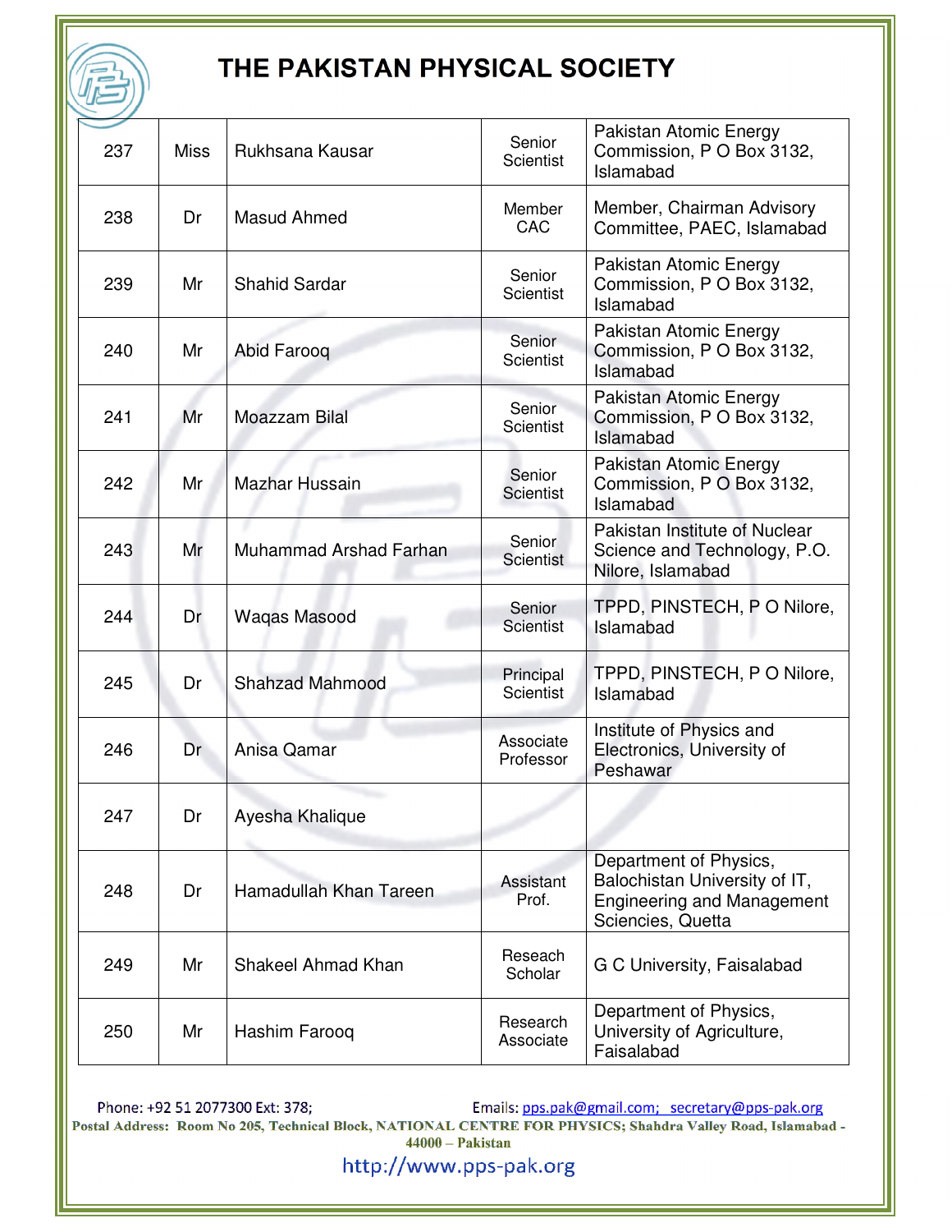# THE PAKISTAN PHYSICAL SOCIETY

| | | | | |
|---|---|---|---|---|
| 237 | Miss | Rukhsana Kausar | Senior Scientist | Pakistan Atomic Energy Commission, P O Box 3132, Islamabad |
| 238 | Dr | Masud Ahmed | Member CAC | Member, Chairman Advisory Committee, PAEC, Islamabad |
| 239 | Mr | Shahid Sardar | Senior Scientist | Pakistan Atomic Energy Commission, P O Box 3132, Islamabad |
| 240 | Mr | Abid Farooq | Senior Scientist | Pakistan Atomic Energy Commission, P O Box 3132, Islamabad |
| 241 | Mr | Moazzam Bilal | Senior Scientist | Pakistan Atomic Energy Commission, P O Box 3132, Islamabad |
| 242 | Mr | Mazhar Hussain | Senior Scientist | Pakistan Atomic Energy Commission, P O Box 3132, Islamabad |
| 243 | Mr | Muhammad Arshad Farhan | Senior Scientist | Pakistan Institute of Nuclear Science and Technology, P.O. Nilore, Islamabad |
| 244 | Dr | Waqas Masood | Senior Scientist | TPPD, PINSTECH, P O Nilore, Islamabad |
| 245 | Dr | Shahzad Mahmood | Principal Scientist | TPPD, PINSTECH, P O Nilore, Islamabad |
| 246 | Dr | Anisa Qamar | Associate Professor | Institute of Physics and Electronics, University of Peshawar |
| 247 | Dr | Ayesha Khalique | | |
| 248 | Dr | Hamadullah Khan Tareen | Assistant Prof. | Department of Physics, Balochistan University of IT, Engineering and Management Sciencies, Quetta |
| 249 | Mr | Shakeel Ahmad Khan | Reseach Scholar | G C University, Faisalabad |
| 250 | Mr | Hashim Farooq | Research Associate | Department of Physics, University of Agriculture, Faisalabad |

Phone: +92 51 2077300 Ext: 378; Emails: pps.pak@gmail.com; secretary@pps-pak.org

**Postal Address: Room No 205, Technical Block, NATIONAL CENTRE FOR PHYSICS; Shahdra Valley Road, Islamabad - 44000 – Pakistan**

http://www.pps-pak.org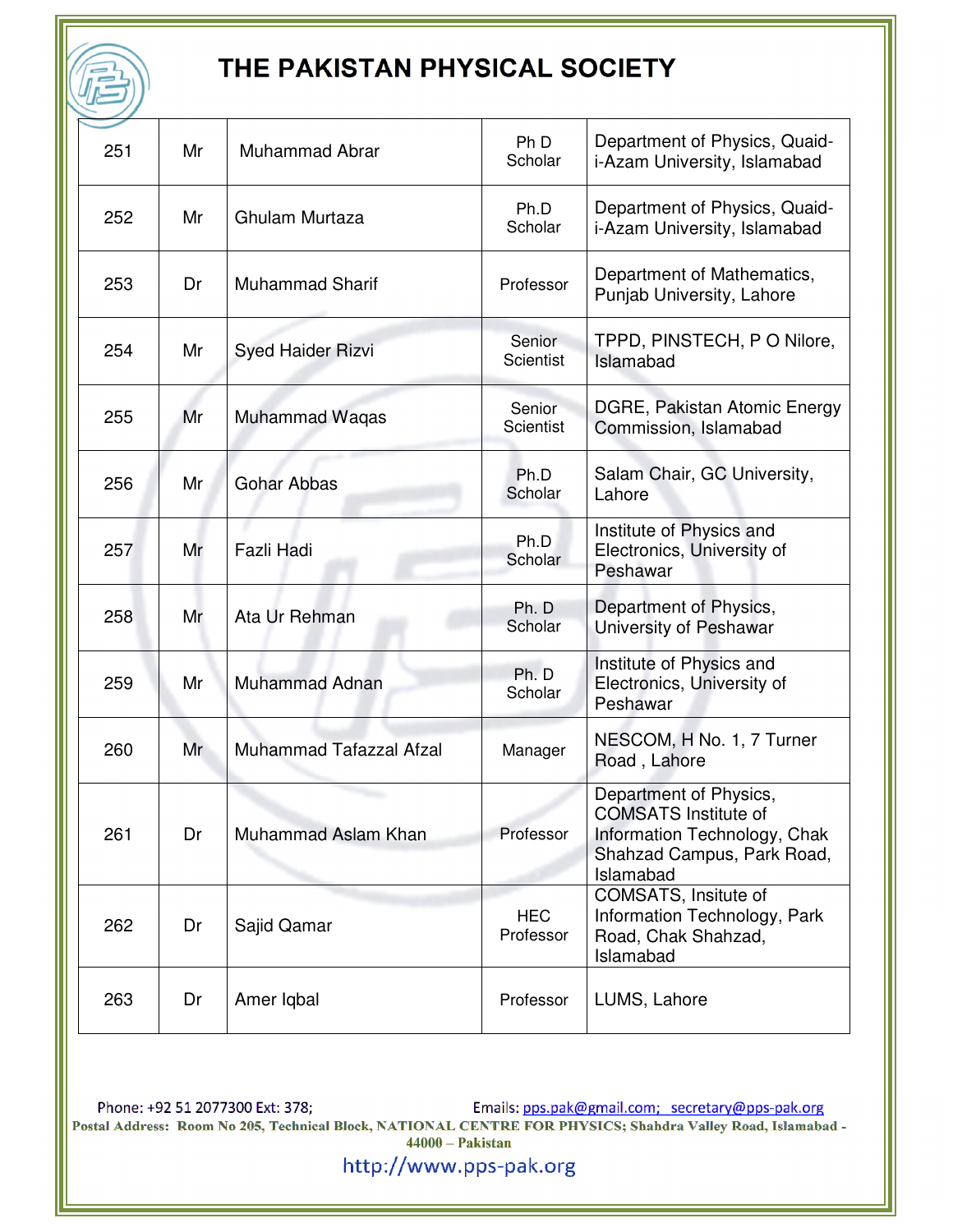# THE PAKISTAN PHYSICAL SOCIETY

| | | | | |
|---|---|---|---|---|
| 251 | Mr | Muhammad Abrar | Ph D Scholar | Department of Physics, Quaid-i-Azam University, Islamabad |
| 252 | Mr | Ghulam Murtaza | Ph.D Scholar | Department of Physics, Quaid-i-Azam University, Islamabad |
| 253 | Dr | Muhammad Sharif | Professor | Department of Mathematics, Punjab University, Lahore |
| 254 | Mr | Syed Haider Rizvi | Senior Scientist | TPPD, PINSTECH, P O Nilore, Islamabad |
| 255 | Mr | Muhammad Waqas | Senior Scientist | DGRE, Pakistan Atomic Energy Commission, Islamabad |
| 256 | Mr | Gohar Abbas | Ph.D Scholar | Salam Chair, GC University, Lahore |
| 257 | Mr | Fazli Hadi | Ph.D Scholar | Institute of Physics and Electronics, University of Peshawar |
| 258 | Mr | Ata Ur Rehman | Ph. D Scholar | Department of Physics, University of Peshawar |
| 259 | Mr | Muhammad Adnan | Ph. D Scholar | Institute of Physics and Electronics, University of Peshawar |
| 260 | Mr | Muhammad Tafazzal Afzal | Manager | NESCOM, H No. 1, 7 Turner Road , Lahore |
| 261 | Dr | Muhammad Aslam Khan | Professor | Department of Physics, COMSATS Institute of Information Technology, Chak Shahzad Campus, Park Road, Islamabad |
| 262 | Dr | Sajid Qamar | HEC Professor | COMSATS, Insitute of Information Technology, Park Road, Chak Shahzad, Islamabad |
| 263 | Dr | Amer Iqbal | Professor | LUMS, Lahore |

Phone: +92 51 2077300 Ext: 378; Emails: pps.pak@gmail.com; secretary@pps-pak.org

**Postal Address: Room No 205, Technical Block, NATIONAL CENTRE FOR PHYSICS; Shahdra Valley Road, Islamabad - 44000 – Pakistan**

http://www.pps-pak.org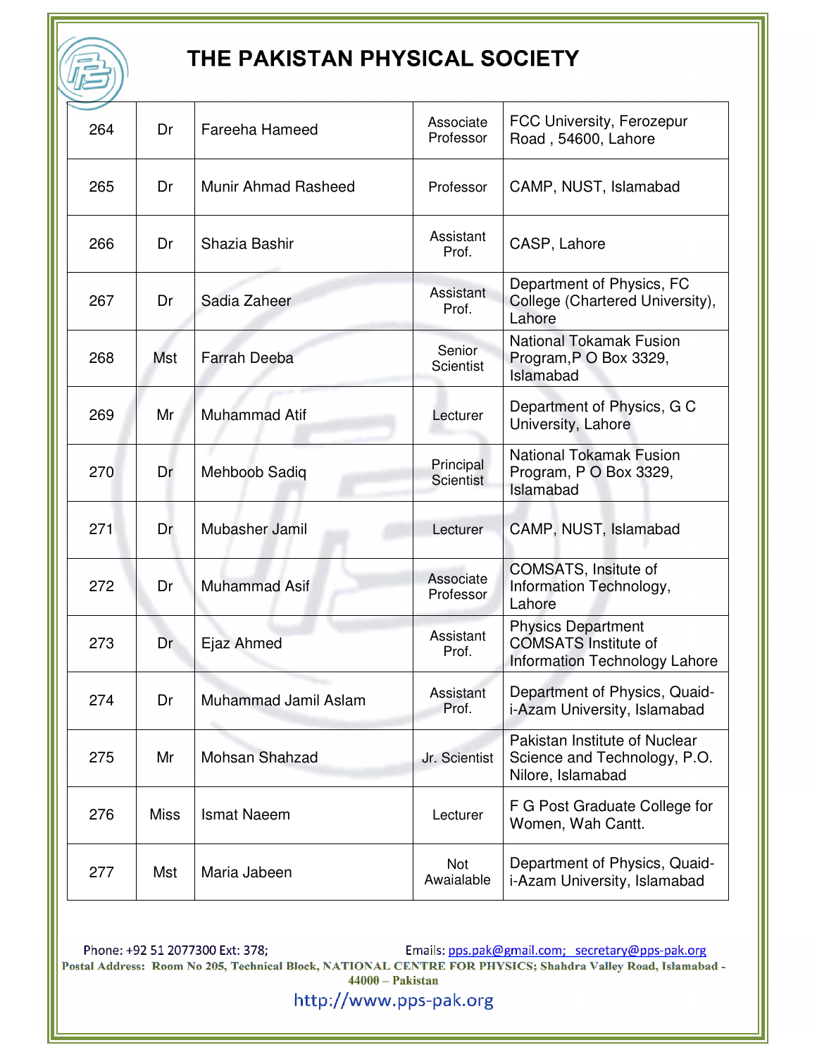# THE PAKISTAN PHYSICAL SOCIETY

| | | | | |
|---|---|---|---|---|
| 264 | Dr | Fareeha Hameed | Associate Professor | FCC University, Ferozepur Road , 54600, Lahore |
| 265 | Dr | Munir Ahmad Rasheed | Professor | CAMP, NUST, Islamabad |
| 266 | Dr | Shazia Bashir | Assistant Prof. | CASP, Lahore |
| 267 | Dr | Sadia Zaheer | Assistant Prof. | Department of Physics, FC College (Chartered University), Lahore |
| 268 | Mst | Farrah Deeba | Senior Scientist | National Tokamak Fusion Program,P O Box 3329, Islamabad |
| 269 | Mr | Muhammad Atif | Lecturer | Department of Physics, G C University, Lahore |
| 270 | Dr | Mehboob Sadiq | Principal Scientist | National Tokamak Fusion Program, P O Box 3329, Islamabad |
| 271 | Dr | Mubasher Jamil | Lecturer | CAMP, NUST, Islamabad |
| 272 | Dr | Muhammad Asif | Associate Professor | COMSATS, Insitute of Information Technology, Lahore |
| 273 | Dr | Ejaz Ahmed | Assistant Prof. | Physics Department COMSATS Institute of Information Technology Lahore |
| 274 | Dr | Muhammad Jamil Aslam | Assistant Prof. | Department of Physics, Quaid-i-Azam University, Islamabad |
| 275 | Mr | Mohsan Shahzad | Jr. Scientist | Pakistan Institute of Nuclear Science and Technology, P.O. Nilore, Islamabad |
| 276 | Miss | Ismat Naeem | Lecturer | F G Post Graduate College for Women, Wah Cantt. |
| 277 | Mst | Maria Jabeen | Not Awaialable | Department of Physics, Quaid-i-Azam University, Islamabad |

Phone: +92 51 2077300 Ext: 378; Emails: pps.pak@gmail.com; secretary@pps-pak.org

**Postal Address: Room No 205, Technical Block, NATIONAL CENTRE FOR PHYSICS; Shahdra Valley Road, Islamabad - 44000 – Pakistan**

http://www.pps-pak.org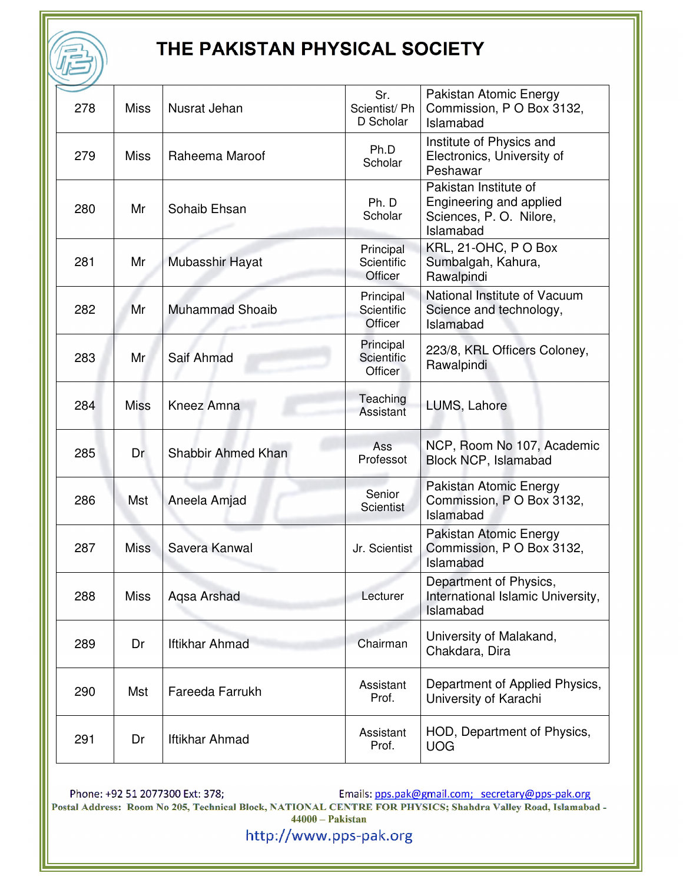# THE PAKISTAN PHYSICAL SOCIETY

| | | | | |
|---|---|---|---|---|
| 278 | Miss | Nusrat Jehan | Sr. Scientist/ Ph D Scholar | Pakistan Atomic Energy Commission, P O Box 3132, Islamabad |
| 279 | Miss | Raheema Maroof | Ph.D Scholar | Institute of Physics and Electronics, University of Peshawar |
| 280 | Mr | Sohaib Ehsan | Ph. D Scholar | Pakistan Institute of Engineering and applied Sciences, P. O. Nilore, Islamabad |
| 281 | Mr | Mubasshir Hayat | Principal Scientific Officer | KRL, 21-OHC, P O Box Sumbalgah, Kahura, Rawalpindi |
| 282 | Mr | Muhammad Shoaib | Principal Scientific Officer | National Institute of Vacuum Science and technology, Islamabad |
| 283 | Mr | Saif Ahmad | Principal Scientific Officer | 223/8, KRL Officers Coloney, Rawalpindi |
| 284 | Miss | Kneez Amna | Teaching Assistant | LUMS, Lahore |
| 285 | Dr | Shabbir Ahmed Khan | Ass Professot | NCP, Room No 107, Academic Block NCP, Islamabad |
| 286 | Mst | Aneela Amjad | Senior Scientist | Pakistan Atomic Energy Commission, P O Box 3132, Islamabad |
| 287 | Miss | Savera Kanwal | Jr. Scientist | Pakistan Atomic Energy Commission, P O Box 3132, Islamabad |
| 288 | Miss | Aqsa Arshad | Lecturer | Department of Physics, International Islamic University, Islamabad |
| 289 | Dr | Iftikhar Ahmad | Chairman | University of Malakand, Chakdara, Dira |
| 290 | Mst | Fareeda Farrukh | Assistant Prof. | Department of Applied Physics, University of Karachi |
| 291 | Dr | Iftikhar Ahmad | Assistant Prof. | HOD, Department of Physics, UOG |

Phone: +92 51 2077300 Ext: 378; Emails: pps.pak@gmail.com; secretary@pps-pak.org

**Postal Address: Room No 205, Technical Block, NATIONAL CENTRE FOR PHYSICS; Shahdra Valley Road, Islamabad - 44000 – Pakistan**

http://www.pps-pak.org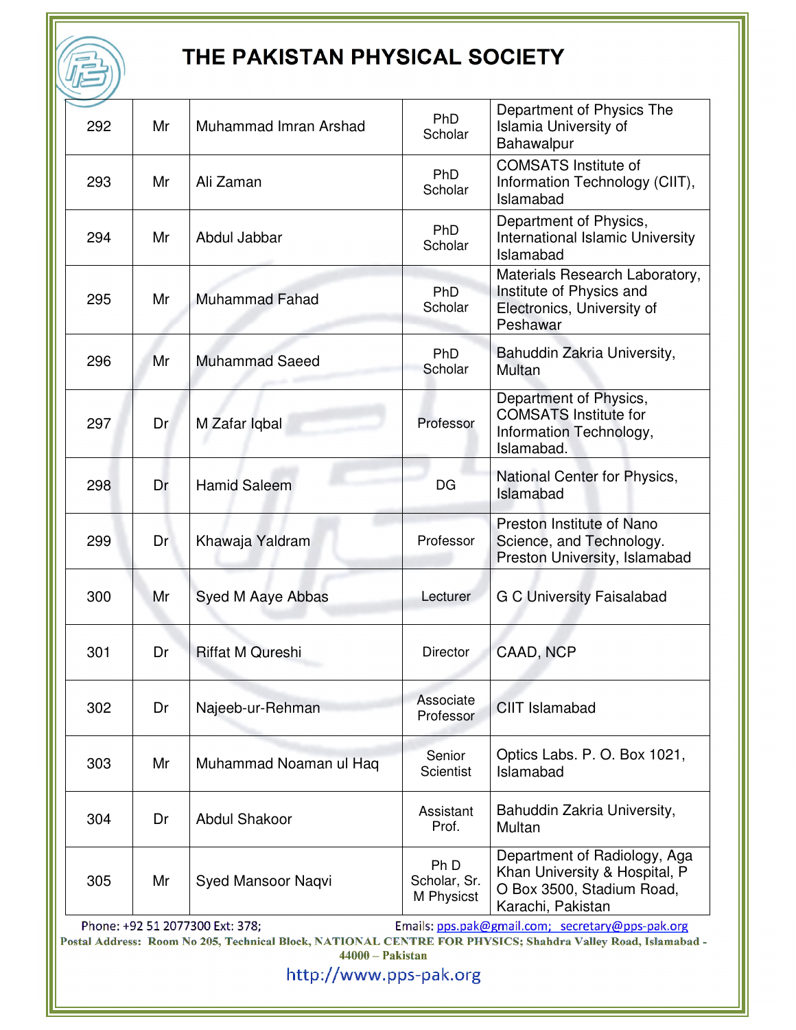# THE PAKISTAN PHYSICAL SOCIETY

| | | | | |
|---|---|---|---|---|
| 292 | Mr | Muhammad Imran Arshad | PhD Scholar | Department of Physics The Islamia University of Bahawalpur |
| 293 | Mr | Ali Zaman | PhD Scholar | COMSATS Institute of Information Technology (CIIT), Islamabad |
| 294 | Mr | Abdul Jabbar | PhD Scholar | Department of Physics, International Islamic University Islamabad |
| 295 | Mr | Muhammad Fahad | PhD Scholar | Materials Research Laboratory, Institute of Physics and Electronics, University of Peshawar |
| 296 | Mr | Muhammad Saeed | PhD Scholar | Bahuddin Zakria University, Multan |
| 297 | Dr | M Zafar Iqbal | Professor | Department of Physics, COMSATS Institute for Information Technology, Islamabad. |
| 298 | Dr | Hamid Saleem | DG | National Center for Physics, Islamabad |
| 299 | Dr | Khawaja Yaldram | Professor | Preston Institute of Nano Science, and Technology. Preston University, Islamabad |
| 300 | Mr | Syed M Aaye Abbas | Lecturer | G C University Faisalabad |
| 301 | Dr | Riffat M Qureshi | Director | CAAD, NCP |
| 302 | Dr | Najeeb-ur-Rehman | Associate Professor | CIIT Islamabad |
| 303 | Mr | Muhammad Noaman ul Haq | Senior Scientist | Optics Labs. P. O. Box 1021, Islamabad |
| 304 | Dr | Abdul Shakoor | Assistant Prof. | Bahuddin Zakria University, Multan |
| 305 | Mr | Syed Mansoor Naqvi | Ph D Scholar, Sr. M Physicst | Department of Radiology, Aga Khan University & Hospital, P O Box 3500, Stadium Road, Karachi, Pakistan |

Phone: +92 51 2077300 Ext: 378; Emails: pps.pak@gmail.com; secretary@pps-pak.org

**Postal Address: Room No 205, Technical Block, NATIONAL CENTRE FOR PHYSICS; Shahdra Valley Road, Islamabad - 44000 – Pakistan**

http://www.pps-pak.org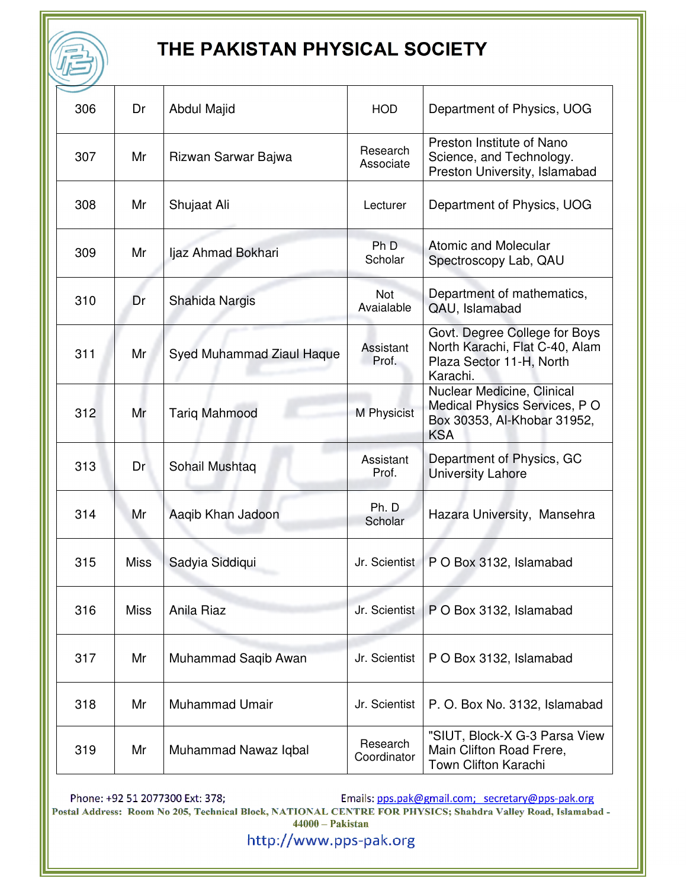# THE PAKISTAN PHYSICAL SOCIETY

| | | | | |
|---|---|---|---|---|
| 306 | Dr | Abdul Majid | HOD | Department of Physics, UOG |
| 307 | Mr | Rizwan Sarwar Bajwa | Research Associate | Preston Institute of Nano Science, and Technology. Preston University, Islamabad |
| 308 | Mr | Shujaat Ali | Lecturer | Department of Physics, UOG |
| 309 | Mr | Ijaz Ahmad Bokhari | Ph D Scholar | Atomic and Molecular Spectroscopy Lab, QAU |
| 310 | Dr | Shahida Nargis | Not Avaialable | Department of mathematics, QAU, Islamabad |
| 311 | Mr | Syed Muhammad Ziaul Haque | Assistant Prof. | Govt. Degree College for Boys North Karachi, Flat C-40, Alam Plaza Sector 11-H, North Karachi. |
| 312 | Mr | Tariq Mahmood | M Physicist | Nuclear Medicine, Clinical Medical Physics Services, P O Box 30353, Al-Khobar 31952, KSA |
| 313 | Dr | Sohail Mushtaq | Assistant Prof. | Department of Physics, GC University Lahore |
| 314 | Mr | Aaqib Khan Jadoon | Ph. D Scholar | Hazara University, Mansehra |
| 315 | Miss | Sadyia Siddiqui | Jr. Scientist | P O Box 3132, Islamabad |
| 316 | Miss | Anila Riaz | Jr. Scientist | P O Box 3132, Islamabad |
| 317 | Mr | Muhammad Saqib Awan | Jr. Scientist | P O Box 3132, Islamabad |
| 318 | Mr | Muhammad Umair | Jr. Scientist | P. O. Box No. 3132, Islamabad |
| 319 | Mr | Muhammad Nawaz Iqbal | Research Coordinator | "SIUT, Block-X G-3 Parsa View Main Clifton Road Frere, Town Clifton Karachi |

Phone: +92 51 2077300 Ext: 378; Emails: pps.pak@gmail.com; secretary@pps-pak.org

**Postal Address: Room No 205, Technical Block, NATIONAL CENTRE FOR PHYSICS; Shahdra Valley Road, Islamabad - 44000 – Pakistan**

http://www.pps-pak.org